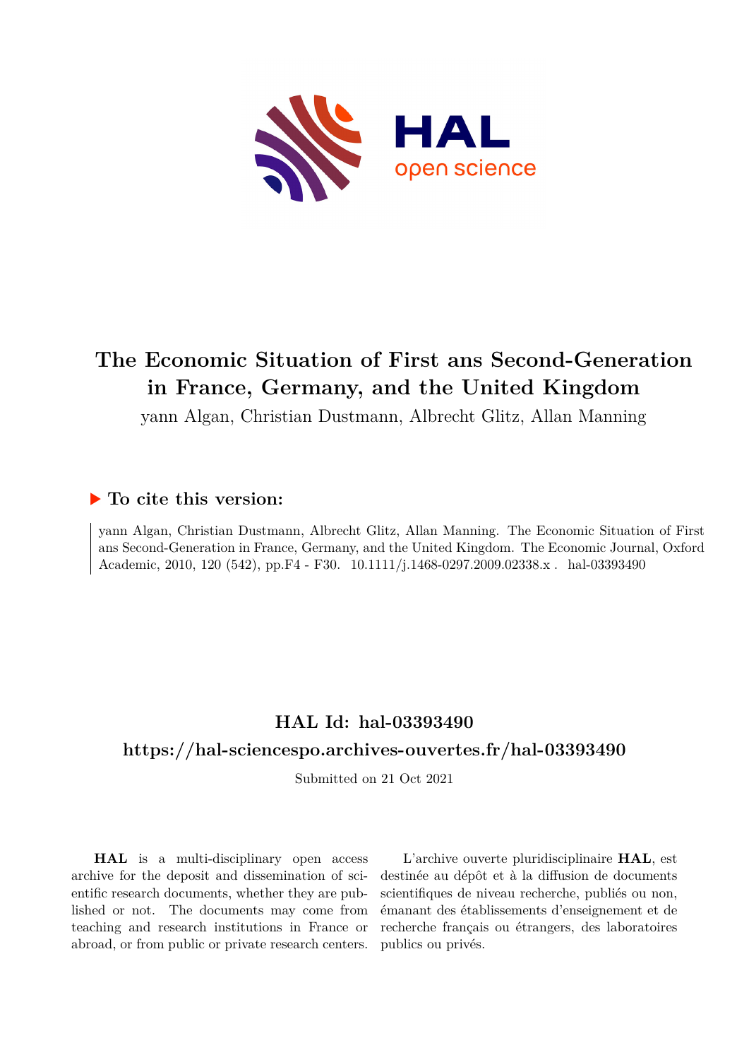# The Economic Situation of First ans Second-Generation in France, Germany, and the United Kingdom

yann Algan, Christian Dustmann, Albrecht Glitz, Allan Manning

## ▶ To cite this version:

yann Algan, Christian Dustmann, Albrecht Glitz, Allan Manning. The Economic Situation of First ans Second-Generation in France, Germany, and the United Kingdom. The Economic Journal, Oxford Academic, 2010, 120 (542), pp.F4 - F30. 10.1111/j.1468-0297.2009.02338.x . hal-03393490

## HAL Id: hal-03393490

## https://hal-sciencespo.archives-ouvertes.fr/hal-03393490

Submitted on 21 Oct 2021

**HAL** is a multi-disciplinary open access archive for the deposit and dissemination of scientific research documents, whether they are published or not. The documents may come from teaching and research institutions in France or abroad, or from public or private research centers.

L'archive ouverte pluridisciplinaire **HAL**, est destinée au dépôt et à la diffusion de documents scientifiques de niveau recherche, publiés ou non, émanant des établissements d'enseignement et de recherche français ou étrangers, des laboratoires publics ou privés.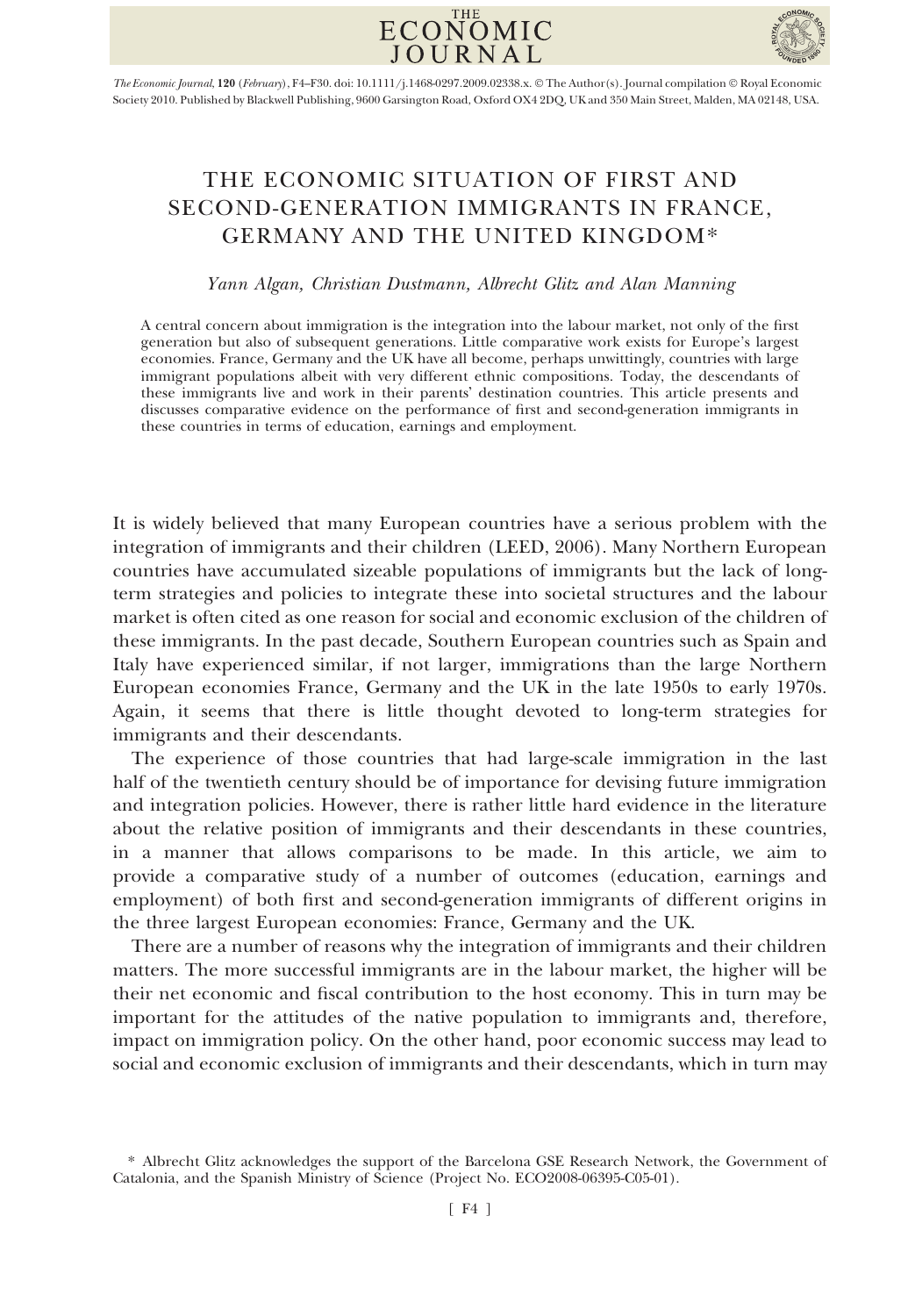# THE ECONOMIC SITUATION OF FIRST AND SECOND-GENERATION IMMIGRANTS IN FRANCE, GERMANY AND THE UNITED KINGDOM*

*Yann Algan, Christian Dustmann, Albrecht Glitz and Alan Manning*

A central concern about immigration is the integration into the labour market, not only of the first generation but also of subsequent generations. Little comparative work exists for Europe's largest economies. France, Germany and the UK have all become, perhaps unwittingly, countries with large immigrant populations albeit with very different ethnic compositions. Today, the descendants of these immigrants live and work in their parents' destination countries. This article presents and discusses comparative evidence on the performance of first and second-generation immigrants in these countries in terms of education, earnings and employment.

It is widely believed that many European countries have a serious problem with the integration of immigrants and their children (LEED, 2006). Many Northern European countries have accumulated sizeable populations of immigrants but the lack of long-term strategies and policies to integrate these into societal structures and the labour market is often cited as one reason for social and economic exclusion of the children of these immigrants. In the past decade, Southern European countries such as Spain and Italy have experienced similar, if not larger, immigrations than the large Northern European economies France, Germany and the UK in the late 1950s to early 1970s. Again, it seems that there is little thought devoted to long-term strategies for immigrants and their descendants.

The experience of those countries that had large-scale immigration in the last half of the twentieth century should be of importance for devising future immigration and integration policies. However, there is rather little hard evidence in the literature about the relative position of immigrants and their descendants in these countries, in a manner that allows comparisons to be made. In this article, we aim to provide a comparative study of a number of outcomes (education, earnings and employment) of both first and second-generation immigrants of different origins in the three largest European economies: France, Germany and the UK.

There are a number of reasons why the integration of immigrants and their children matters. The more successful immigrants are in the labour market, the higher will be their net economic and fiscal contribution to the host economy. This in turn may be important for the attitudes of the native population to immigrants and, therefore, impact on immigration policy. On the other hand, poor economic success may lead to social and economic exclusion of immigrants and their descendants, which in turn may

\* Albrecht Glitz acknowledges the support of the Barcelona GSE Research Network, the Government of Catalonia, and the Spanish Ministry of Science (Project No. ECO2008-06395-C05-01).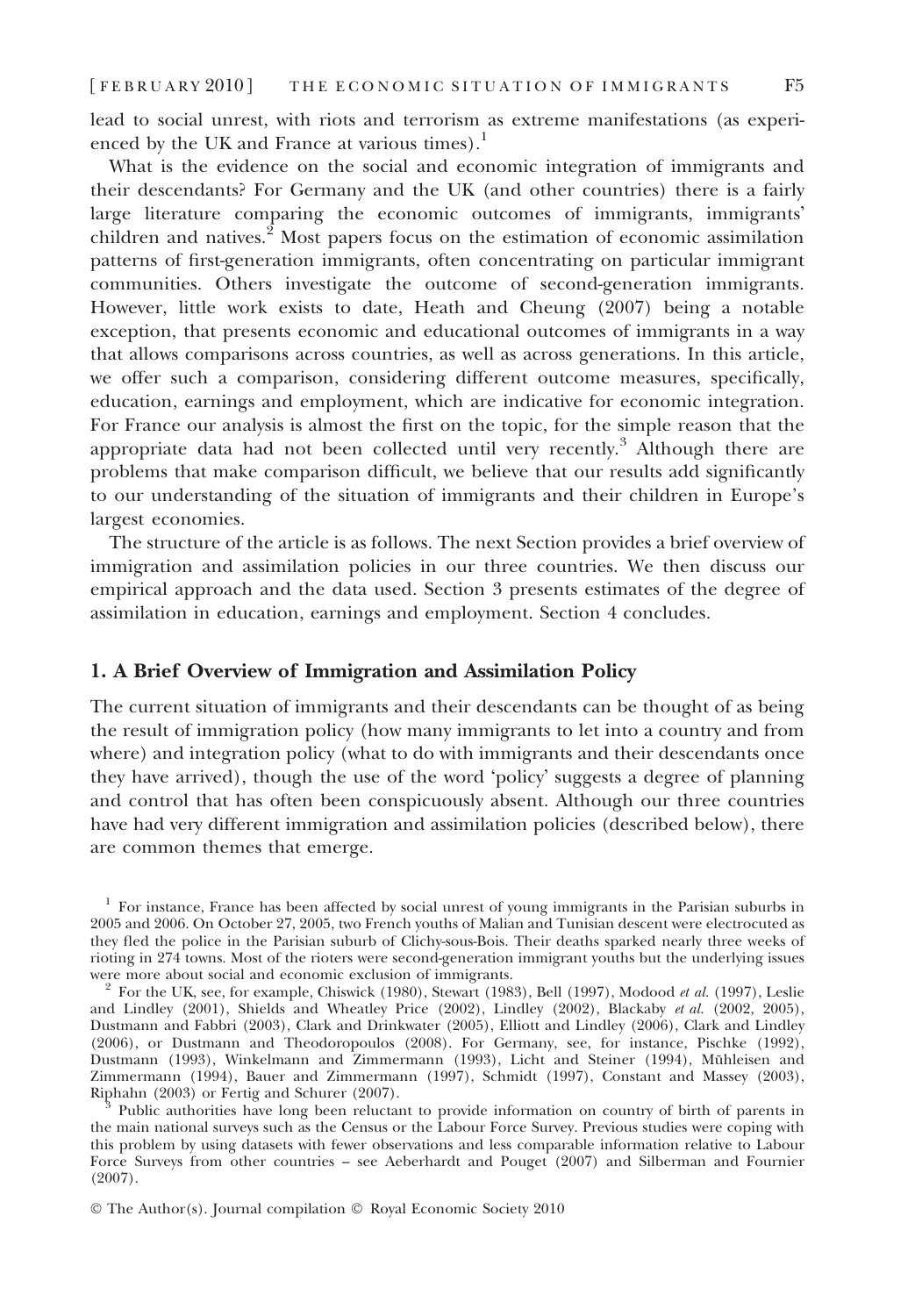lead to social unrest, with riots and terrorism as extreme manifestations (as experienced by the UK and France at various times).[1]

What is the evidence on the social and economic integration of immigrants and their descendants? For Germany and the UK (and other countries) there is a fairly large literature comparing the economic outcomes of immigrants, immigrants' children and natives.[2] Most papers focus on the estimation of economic assimilation patterns of first-generation immigrants, often concentrating on particular immigrant communities. Others investigate the outcome of second-generation immigrants. However, little work exists to date, Heath and Cheung (2007) being a notable exception, that presents economic and educational outcomes of immigrants in a way that allows comparisons across countries, as well as across generations. In this article, we offer such a comparison, considering different outcome measures, specifically, education, earnings and employment, which are indicative for economic integration. For France our analysis is almost the first on the topic, for the simple reason that the appropriate data had not been collected until very recently.[3] Although there are problems that make comparison difficult, we believe that our results add significantly to our understanding of the situation of immigrants and their children in Europe's largest economies.

The structure of the article is as follows. The next Section provides a brief overview of immigration and assimilation policies in our three countries. We then discuss our empirical approach and the data used. Section 3 presents estimates of the degree of assimilation in education, earnings and employment. Section 4 concludes.

## 1. A Brief Overview of Immigration and Assimilation Policy

The current situation of immigrants and their descendants can be thought of as being the result of immigration policy (how many immigrants to let into a country and from where) and integration policy (what to do with immigrants and their descendants once they have arrived), though the use of the word 'policy' suggests a degree of planning and control that has often been conspicuously absent. Although our three countries have had very different immigration and assimilation policies (described below), there are common themes that emerge.

[1] For instance, France has been affected by social unrest of young immigrants in the Parisian suburbs in 2005 and 2006. On October 27, 2005, two French youths of Malian and Tunisian descent were electrocuted as they fled the police in the Parisian suburb of Clichy-sous-Bois. Their deaths sparked nearly three weeks of rioting in 274 towns. Most of the rioters were second-generation immigrant youths but the underlying issues were more about social and economic exclusion of immigrants.

[2] For the UK, see, for example, Chiswick (1980), Stewart (1983), Bell (1997), Modood *et al.* (1997), Leslie and Lindley (2001), Shields and Wheatley Price (2002), Lindley (2002), Blackaby *et al.* (2002, 2005), Dustmann and Fabbri (2003), Clark and Drinkwater (2005), Elliott and Lindley (2006), Clark and Lindley (2006), or Dustmann and Theodoropoulos (2008). For Germany, see, for instance, Pischke (1992), Dustmann (1993), Winkelmann and Zimmermann (1993), Licht and Steiner (1994), Mühleisen and Zimmermann (1994), Bauer and Zimmermann (1997), Schmidt (1997), Constant and Massey (2003), Riphahn (2003) or Fertig and Schurer (2007).

[3] Public authorities have long been reluctant to provide information on country of birth of parents in the main national surveys such as the Census or the Labour Force Survey. Previous studies were coping with this problem by using datasets with fewer observations and less comparable information relative to Labour Force Surveys from other countries – see Aeberhardt and Pouget (2007) and Silberman and Fournier (2007).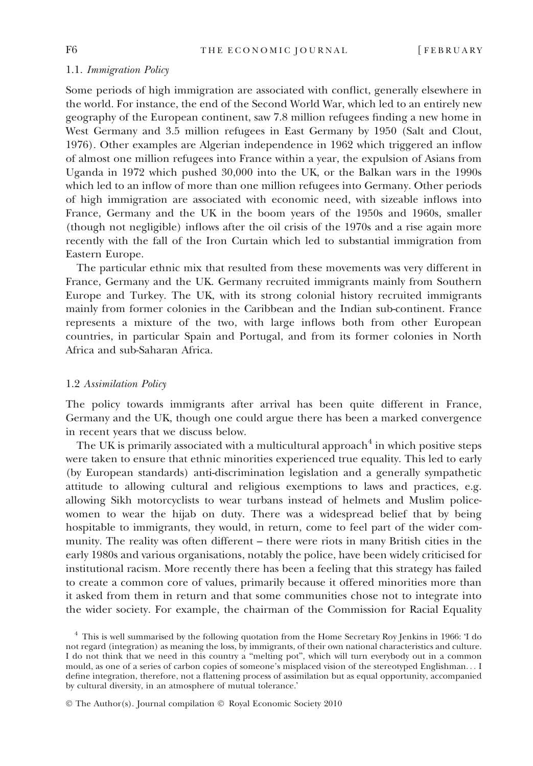### 1.1. *Immigration Policy*

Some periods of high immigration are associated with conflict, generally elsewhere in the world. For instance, the end of the Second World War, which led to an entirely new geography of the European continent, saw 7.8 million refugees finding a new home in West Germany and 3.5 million refugees in East Germany by 1950 (Salt and Clout, 1976). Other examples are Algerian independence in 1962 which triggered an inflow of almost one million refugees into France within a year, the expulsion of Asians from Uganda in 1972 which pushed 30,000 into the UK, or the Balkan wars in the 1990s which led to an inflow of more than one million refugees into Germany. Other periods of high immigration are associated with economic need, with sizeable inflows into France, Germany and the UK in the boom years of the 1950s and 1960s, smaller (though not negligible) inflows after the oil crisis of the 1970s and a rise again more recently with the fall of the Iron Curtain which led to substantial immigration from Eastern Europe.

The particular ethnic mix that resulted from these movements was very different in France, Germany and the UK. Germany recruited immigrants mainly from Southern Europe and Turkey. The UK, with its strong colonial history recruited immigrants mainly from former colonies in the Caribbean and the Indian sub-continent. France represents a mixture of the two, with large inflows both from other European countries, in particular Spain and Portugal, and from its former colonies in North Africa and sub-Saharan Africa.

### 1.2 *Assimilation Policy*

The policy towards immigrants after arrival has been quite different in France, Germany and the UK, though one could argue there has been a marked convergence in recent years that we discuss below.

The UK is primarily associated with a multicultural approach[4] in which positive steps were taken to ensure that ethnic minorities experienced true equality. This led to early (by European standards) anti-discrimination legislation and a generally sympathetic attitude to allowing cultural and religious exemptions to laws and practices, e.g. allowing Sikh motorcyclists to wear turbans instead of helmets and Muslim policewomen to wear the hijab on duty. There was a widespread belief that by being hospitable to immigrants, they would, in return, come to feel part of the wider community. The reality was often different – there were riots in many British cities in the early 1980s and various organisations, notably the police, have been widely criticised for institutional racism. More recently there has been a feeling that this strategy has failed to create a common core of values, primarily because it offered minorities more than it asked from them in return and that some communities chose not to integrate into the wider society. For example, the chairman of the Commission for Racial Equality

[4] This is well summarised by the following quotation from the Home Secretary Roy Jenkins in 1966: 'I do not regard (integration) as meaning the loss, by immigrants, of their own national characteristics and culture. I do not think that we need in this country a "melting pot", which will turn everybody out in a common mould, as one of a series of carbon copies of someone's misplaced vision of the stereotyped Englishman... I define integration, therefore, not a flattening process of assimilation but as equal opportunity, accompanied by cultural diversity, in an atmosphere of mutual tolerance.'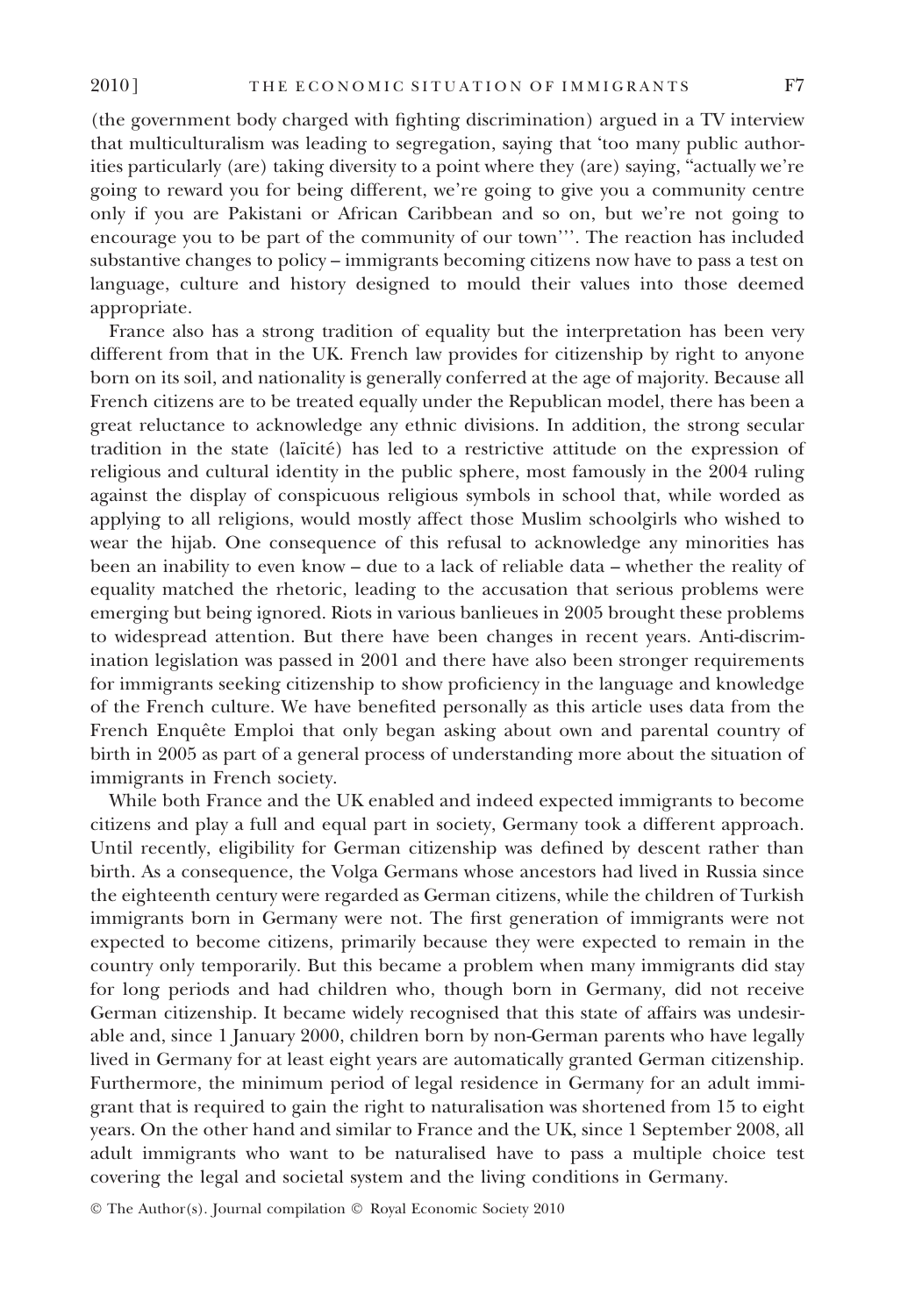(the government body charged with fighting discrimination) argued in a TV interview that multiculturalism was leading to segregation, saying that 'too many public authorities particularly (are) taking diversity to a point where they (are) saying, "actually we're going to reward you for being different, we're going to give you a community centre only if you are Pakistani or African Caribbean and so on, but we're not going to encourage you to be part of the community of our town"'. The reaction has included substantive changes to policy – immigrants becoming citizens now have to pass a test on language, culture and history designed to mould their values into those deemed appropriate.

France also has a strong tradition of equality but the interpretation has been very different from that in the UK. French law provides for citizenship by right to anyone born on its soil, and nationality is generally conferred at the age of majority. Because all French citizens are to be treated equally under the Republican model, there has been a great reluctance to acknowledge any ethnic divisions. In addition, the strong secular tradition in the state (laïcité) has led to a restrictive attitude on the expression of religious and cultural identity in the public sphere, most famously in the 2004 ruling against the display of conspicuous religious symbols in school that, while worded as applying to all religions, would mostly affect those Muslim schoolgirls who wished to wear the hijab. One consequence of this refusal to acknowledge any minorities has been an inability to even know – due to a lack of reliable data – whether the reality of equality matched the rhetoric, leading to the accusation that serious problems were emerging but being ignored. Riots in various banlieues in 2005 brought these problems to widespread attention. But there have been changes in recent years. Anti-discrimination legislation was passed in 2001 and there have also been stronger requirements for immigrants seeking citizenship to show proficiency in the language and knowledge of the French culture. We have benefited personally as this article uses data from the French Enquête Emploi that only began asking about own and parental country of birth in 2005 as part of a general process of understanding more about the situation of immigrants in French society.

While both France and the UK enabled and indeed expected immigrants to become citizens and play a full and equal part in society, Germany took a different approach. Until recently, eligibility for German citizenship was defined by descent rather than birth. As a consequence, the Volga Germans whose ancestors had lived in Russia since the eighteenth century were regarded as German citizens, while the children of Turkish immigrants born in Germany were not. The first generation of immigrants were not expected to become citizens, primarily because they were expected to remain in the country only temporarily. But this became a problem when many immigrants did stay for long periods and had children who, though born in Germany, did not receive German citizenship. It became widely recognised that this state of affairs was undesirable and, since 1 January 2000, children born by non-German parents who have legally lived in Germany for at least eight years are automatically granted German citizenship. Furthermore, the minimum period of legal residence in Germany for an adult immigrant that is required to gain the right to naturalisation was shortened from 15 to eight years. On the other hand and similar to France and the UK, since 1 September 2008, all adult immigrants who want to be naturalised have to pass a multiple choice test covering the legal and societal system and the living conditions in Germany.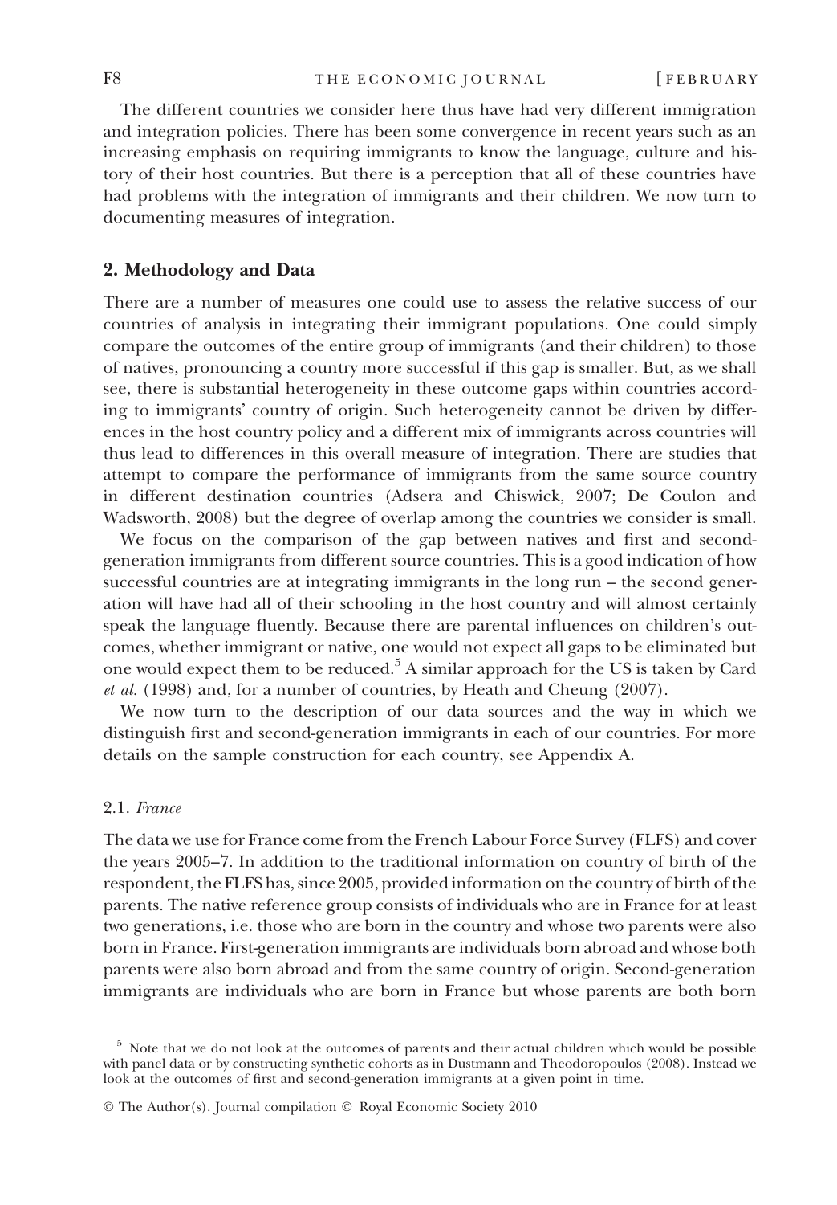The different countries we consider here thus have had very different immigration and integration policies. There has been some convergence in recent years such as an increasing emphasis on requiring immigrants to know the language, culture and history of their host countries. But there is a perception that all of these countries have had problems with the integration of immigrants and their children. We now turn to documenting measures of integration.

## 2. Methodology and Data

There are a number of measures one could use to assess the relative success of our countries of analysis in integrating their immigrant populations. One could simply compare the outcomes of the entire group of immigrants (and their children) to those of natives, pronouncing a country more successful if this gap is smaller. But, as we shall see, there is substantial heterogeneity in these outcome gaps within countries according to immigrants' country of origin. Such heterogeneity cannot be driven by differences in the host country policy and a different mix of immigrants across countries will thus lead to differences in this overall measure of integration. There are studies that attempt to compare the performance of immigrants from the same source country in different destination countries (Adsera and Chiswick, 2007; De Coulon and Wadsworth, 2008) but the degree of overlap among the countries we consider is small.

We focus on the comparison of the gap between natives and first and second-generation immigrants from different source countries. This is a good indication of how successful countries are at integrating immigrants in the long run – the second generation will have had all of their schooling in the host country and will almost certainly speak the language fluently. Because there are parental influences on children's outcomes, whether immigrant or native, one would not expect all gaps to be eliminated but one would expect them to be reduced.[5] A similar approach for the US is taken by Card *et al.* (1998) and, for a number of countries, by Heath and Cheung (2007).

We now turn to the description of our data sources and the way in which we distinguish first and second-generation immigrants in each of our countries. For more details on the sample construction for each country, see Appendix A.

### 2.1. *France*

The data we use for France come from the French Labour Force Survey (FLFS) and cover the years 2005–7. In addition to the traditional information on country of birth of the respondent, the FLFS has, since 2005, provided information on the country of birth of the parents. The native reference group consists of individuals who are in France for at least two generations, i.e. those who are born in the country and whose two parents were also born in France. First-generation immigrants are individuals born abroad and whose both parents were also born abroad and from the same country of origin. Second-generation immigrants are individuals who are born in France but whose parents are both born

[5] Note that we do not look at the outcomes of parents and their actual children which would be possible with panel data or by constructing synthetic cohorts as in Dustmann and Theodoropoulos (2008). Instead we look at the outcomes of first and second-generation immigrants at a given point in time.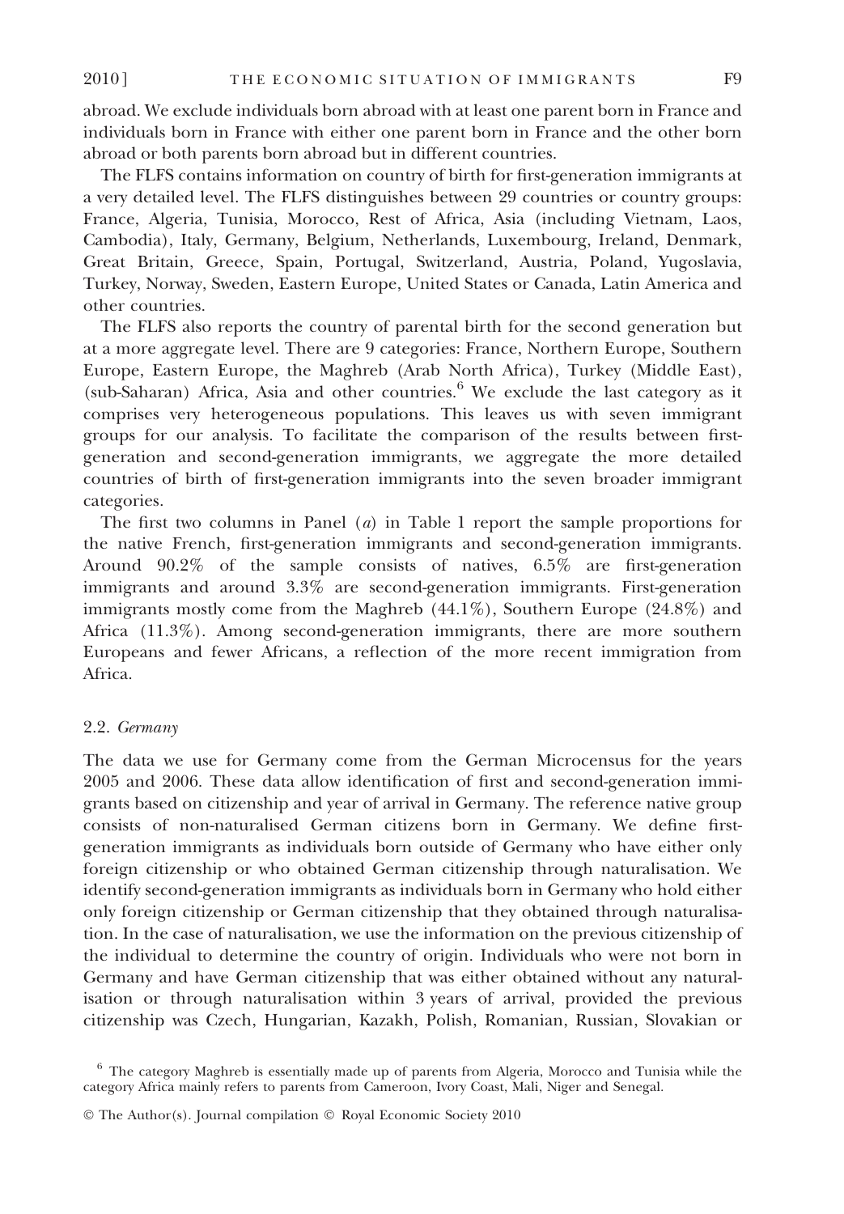abroad. We exclude individuals born abroad with at least one parent born in France and individuals born in France with either one parent born in France and the other born abroad or both parents born abroad but in different countries.

The FLFS contains information on country of birth for first-generation immigrants at a very detailed level. The FLFS distinguishes between 29 countries or country groups: France, Algeria, Tunisia, Morocco, Rest of Africa, Asia (including Vietnam, Laos, Cambodia), Italy, Germany, Belgium, Netherlands, Luxembourg, Ireland, Denmark, Great Britain, Greece, Spain, Portugal, Switzerland, Austria, Poland, Yugoslavia, Turkey, Norway, Sweden, Eastern Europe, United States or Canada, Latin America and other countries.

The FLFS also reports the country of parental birth for the second generation but at a more aggregate level. There are 9 categories: France, Northern Europe, Southern Europe, Eastern Europe, the Maghreb (Arab North Africa), Turkey (Middle East), (sub-Saharan) Africa, Asia and other countries.[6] We exclude the last category as it comprises very heterogeneous populations. This leaves us with seven immigrant groups for our analysis. To facilitate the comparison of the results between first-generation and second-generation immigrants, we aggregate the more detailed countries of birth of first-generation immigrants into the seven broader immigrant categories.

The first two columns in Panel (*a*) in Table 1 report the sample proportions for the native French, first-generation immigrants and second-generation immigrants. Around 90.2% of the sample consists of natives, 6.5% are first-generation immigrants and around 3.3% are second-generation immigrants. First-generation immigrants mostly come from the Maghreb (44.1%), Southern Europe (24.8%) and Africa (11.3%). Among second-generation immigrants, there are more southern Europeans and fewer Africans, a reflection of the more recent immigration from Africa.

### 2.2. *Germany*

The data we use for Germany come from the German Microcensus for the years 2005 and 2006. These data allow identification of first and second-generation immigrants based on citizenship and year of arrival in Germany. The reference native group consists of non-naturalised German citizens born in Germany. We define first-generation immigrants as individuals born outside of Germany who have either only foreign citizenship or who obtained German citizenship through naturalisation. We identify second-generation immigrants as individuals born in Germany who hold either only foreign citizenship or German citizenship that they obtained through naturalisation. In the case of naturalisation, we use the information on the previous citizenship of the individual to determine the country of origin. Individuals who were not born in Germany and have German citizenship that was either obtained without any naturalisation or through naturalisation within 3 years of arrival, provided the previous citizenship was Czech, Hungarian, Kazakh, Polish, Romanian, Russian, Slovakian or

[6] The category Maghreb is essentially made up of parents from Algeria, Morocco and Tunisia while the category Africa mainly refers to parents from Cameroon, Ivory Coast, Mali, Niger and Senegal.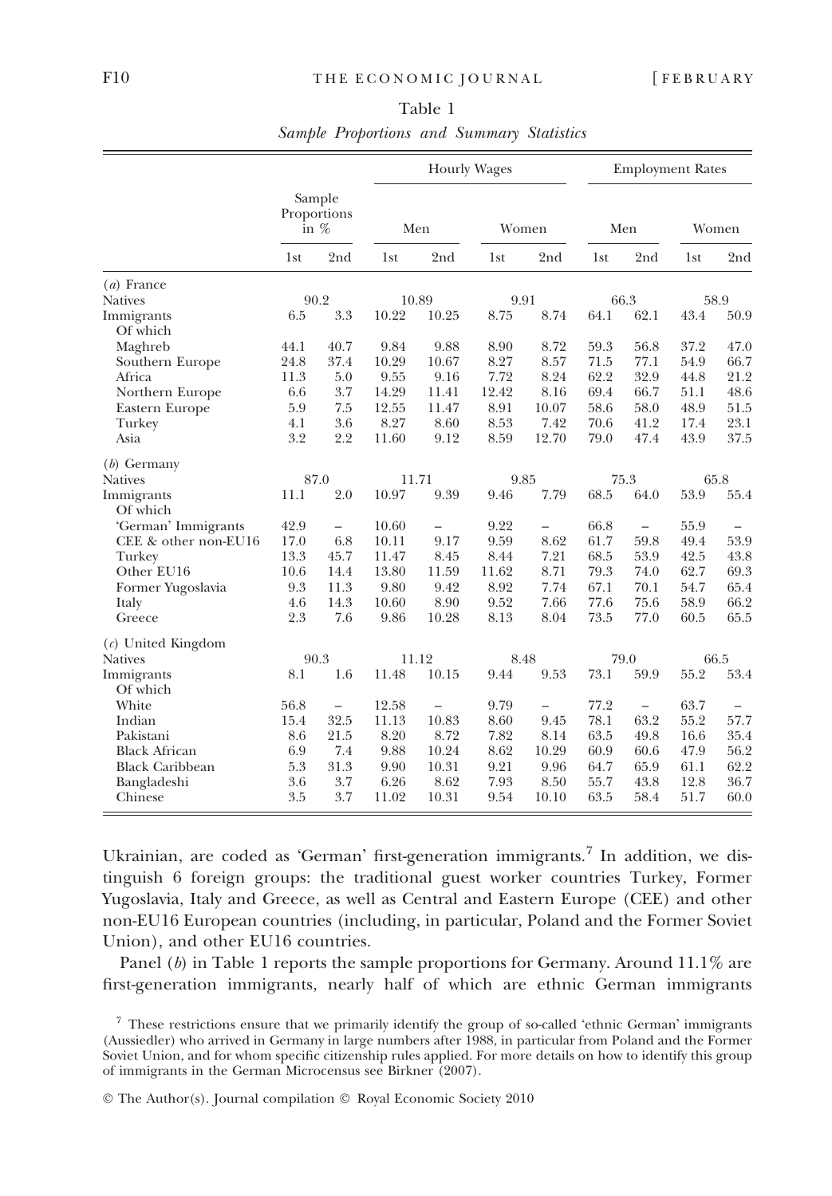Table 1

*Sample Proportions and Summary Statistics*

| | Sample Proportions in % | | Hourly Wages | | | | Employment Rates | | | |
|---|---|---|---|---|---|---|---|---|---|---|
| | | | Men | | Women | | Men | | Women | |
| | 1st | 2nd | 1st | 2nd | 1st | 2nd | 1st | 2nd | 1st | 2nd |
| (*a*) France | | | | | | | | | | |
| Natives | 90.2 | | 10.89 | | 9.91 | | 66.3 | | 58.9 | |
| Immigrants | 6.5 | 3.3 | 10.22 | 10.25 | 8.75 | 8.74 | 64.1 | 62.1 | 43.4 | 50.9 |
| Of which | | | | | | | | | | |
| Maghreb | 44.1 | 40.7 | 9.84 | 9.88 | 8.90 | 8.72 | 59.3 | 56.8 | 37.2 | 47.0 |
| Southern Europe | 24.8 | 37.4 | 10.29 | 10.67 | 8.27 | 8.57 | 71.5 | 77.1 | 54.9 | 66.7 |
| Africa | 11.3 | 5.0 | 9.55 | 9.16 | 7.72 | 8.24 | 62.2 | 32.9 | 44.8 | 21.2 |
| Northern Europe | 6.6 | 3.7 | 14.29 | 11.41 | 12.42 | 8.16 | 69.4 | 66.7 | 51.1 | 48.6 |
| Eastern Europe | 5.9 | 7.5 | 12.55 | 11.47 | 8.91 | 10.07 | 58.6 | 58.0 | 48.9 | 51.5 |
| Turkey | 4.1 | 3.6 | 8.27 | 8.60 | 8.53 | 7.42 | 70.6 | 41.2 | 17.4 | 23.1 |
| Asia | 3.2 | 2.2 | 11.60 | 9.12 | 8.59 | 12.70 | 79.0 | 47.4 | 43.9 | 37.5 |
| (*b*) Germany | | | | | | | | | | |
| Natives | 87.0 | | 11.71 | | 9.85 | | 75.3 | | 65.8 | |
| Immigrants | 11.1 | 2.0 | 10.97 | 9.39 | 9.46 | 7.79 | 68.5 | 64.0 | 53.9 | 55.4 |
| Of which | | | | | | | | | | |
| 'German' Immigrants | 42.9 | – | 10.60 | – | 9.22 | – | 66.8 | – | 55.9 | – |
| CEE & other non-EU16 | 17.0 | 6.8 | 10.11 | 9.17 | 9.59 | 8.62 | 61.7 | 59.8 | 49.4 | 53.9 |
| Turkey | 13.3 | 45.7 | 11.47 | 8.45 | 8.44 | 7.21 | 68.5 | 53.9 | 42.5 | 43.8 |
| Other EU16 | 10.6 | 14.4 | 13.80 | 11.59 | 11.62 | 8.71 | 79.3 | 74.0 | 62.7 | 69.3 |
| Former Yugoslavia | 9.3 | 11.3 | 9.80 | 9.42 | 8.92 | 7.74 | 67.1 | 70.1 | 54.7 | 65.4 |
| Italy | 4.6 | 14.3 | 10.60 | 8.90 | 9.52 | 7.66 | 77.6 | 75.6 | 58.9 | 66.2 |
| Greece | 2.3 | 7.6 | 9.86 | 10.28 | 8.13 | 8.04 | 73.5 | 77.0 | 60.5 | 65.5 |
| (*c*) United Kingdom | | | | | | | | | | |
| Natives | 90.3 | | 11.12 | | 8.48 | | 79.0 | | 66.5 | |
| Immigrants | 8.1 | 1.6 | 11.48 | 10.15 | 9.44 | 9.53 | 73.1 | 59.9 | 55.2 | 53.4 |
| Of which | | | | | | | | | | |
| White | 56.8 | – | 12.58 | – | 9.79 | – | 77.2 | – | 63.7 | – |
| Indian | 15.4 | 32.5 | 11.13 | 10.83 | 8.60 | 9.45 | 78.1 | 63.2 | 55.2 | 57.7 |
| Pakistani | 8.6 | 21.5 | 8.20 | 8.72 | 7.82 | 8.14 | 63.5 | 49.8 | 16.6 | 35.4 |
| Black African | 6.9 | 7.4 | 9.88 | 10.24 | 8.62 | 10.29 | 60.9 | 60.6 | 47.9 | 56.2 |
| Black Caribbean | 5.3 | 31.3 | 9.90 | 10.31 | 9.21 | 9.96 | 64.7 | 65.9 | 61.1 | 62.2 |
| Bangladeshi | 3.6 | 3.7 | 6.26 | 8.62 | 7.93 | 8.50 | 55.7 | 43.8 | 12.8 | 36.7 |
| Chinese | 3.5 | 3.7 | 11.02 | 10.31 | 9.54 | 10.10 | 63.5 | 58.4 | 51.7 | 60.0 |

Ukrainian, are coded as 'German' first-generation immigrants.[7] In addition, we distinguish 6 foreign groups: the traditional guest worker countries Turkey, Former Yugoslavia, Italy and Greece, as well as Central and Eastern Europe (CEE) and other non-EU16 European countries (including, in particular, Poland and the Former Soviet Union), and other EU16 countries.

Panel (*b*) in Table 1 reports the sample proportions for Germany. Around 11.1% are first-generation immigrants, nearly half of which are ethnic German immigrants

[7] These restrictions ensure that we primarily identify the group of so-called 'ethnic German' immigrants (Aussiedler) who arrived in Germany in large numbers after 1988, in particular from Poland and the Former Soviet Union, and for whom specific citizenship rules applied. For more details on how to identify this group of immigrants in the German Microcensus see Birkner (2007).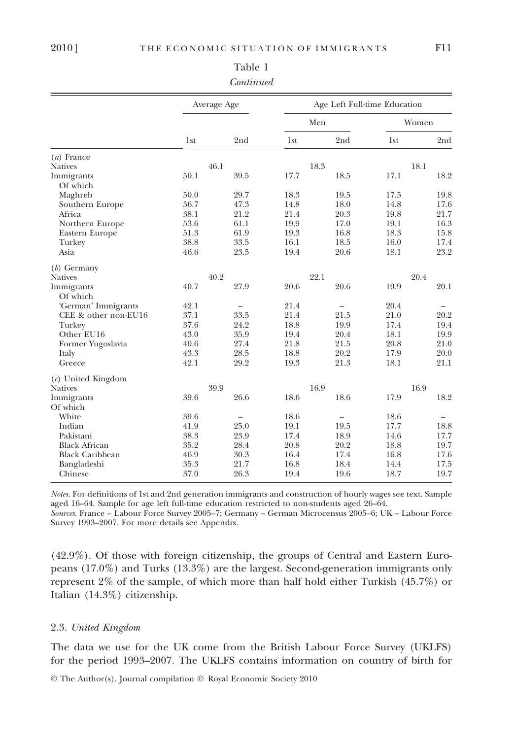Table 1

*Continued*

| | Average Age | | Age Left Full-time Education | | | |
|---|---|---|---|---|---|---|
| | | | Men | | Women | |
| | 1st | 2nd | 1st | 2nd | 1st | 2nd |
| (*a*) France | | | | | | |
| Natives | 46.1 | | 18.3 | | 18.1 | |
| Immigrants | 50.1 | 39.5 | 17.7 | 18.5 | 17.1 | 18.2 |
| Of which | | | | | | |
| Maghreb | 50.0 | 29.7 | 18.3 | 19.5 | 17.5 | 19.8 |
| Southern Europe | 56.7 | 47.3 | 14.8 | 18.0 | 14.8 | 17.6 |
| Africa | 38.1 | 21.2 | 21.4 | 20.3 | 19.8 | 21.7 |
| Northern Europe | 53.6 | 61.1 | 19.9 | 17.0 | 19.1 | 16.3 |
| Eastern Europe | 51.3 | 61.9 | 19.3 | 16.8 | 18.3 | 15.8 |
| Turkey | 38.8 | 33.5 | 16.1 | 18.5 | 16.0 | 17.4 |
| Asia | 46.6 | 23.5 | 19.4 | 20.6 | 18.1 | 23.2 |
| (*b*) Germany | | | | | | |
| Natives | 40.2 | | 22.1 | | 20.4 | |
| Immigrants | 40.7 | 27.9 | 20.6 | 20.6 | 19.9 | 20.1 |
| Of which | | | | | | |
| 'German' Immigrants | 42.1 | – | 21.4 | – | 20.4 | – |
| CEE & other non-EU16 | 37.1 | 33.5 | 21.4 | 21.5 | 21.0 | 20.2 |
| Turkey | 37.6 | 24.2 | 18.8 | 19.9 | 17.4 | 19.4 |
| Other EU16 | 43.0 | 35.9 | 19.4 | 20.4 | 18.1 | 19.9 |
| Former Yugoslavia | 40.6 | 27.4 | 21.8 | 21.5 | 20.8 | 21.0 |
| Italy | 43.3 | 28.5 | 18.8 | 20.2 | 17.9 | 20.0 |
| Greece | 42.1 | 29.2 | 19.3 | 21.3 | 18.1 | 21.1 |
| (*c*) United Kingdom | | | | | | |
| Natives | 39.9 | | 16.9 | | 16.9 | |
| Immigrants | 39.6 | 26.6 | 18.6 | 18.6 | 17.9 | 18.2 |
| Of which | | | | | | |
| White | 39.6 | – | 18.6 | – | 18.6 | – |
| Indian | 41.9 | 25.0 | 19.1 | 19.5 | 17.7 | 18.8 |
| Pakistani | 38.3 | 23.9 | 17.4 | 18.9 | 14.6 | 17.7 |
| Black African | 35.2 | 28.4 | 20.8 | 20.2 | 18.8 | 19.7 |
| Black Caribbean | 46.9 | 30.3 | 16.4 | 17.4 | 16.8 | 17.6 |
| Bangladeshi | 35.3 | 21.7 | 16.8 | 18.4 | 14.4 | 17.5 |
| Chinese | 37.0 | 26.3 | 19.4 | 19.6 | 18.7 | 19.7 |

*Notes*. For definitions of 1st and 2nd generation immigrants and construction of hourly wages see text. Sample aged 16–64. Sample for age left full-time education restricted to non-students aged 26–64.
*Sources*. France – Labour Force Survey 2005–7; Germany – German Microcensus 2005–6; UK – Labour Force Survey 1993–2007. For more details see Appendix.

(42.9%). Of those with foreign citizenship, the groups of Central and Eastern Europeans (17.0%) and Turks (13.3%) are the largest. Second-generation immigrants only represent 2% of the sample, of which more than half hold either Turkish (45.7%) or Italian (14.3%) citizenship.

### 2.3. *United Kingdom*

The data we use for the UK come from the British Labour Force Survey (UKLFS) for the period 1993–2007. The UKLFS contains information on country of birth for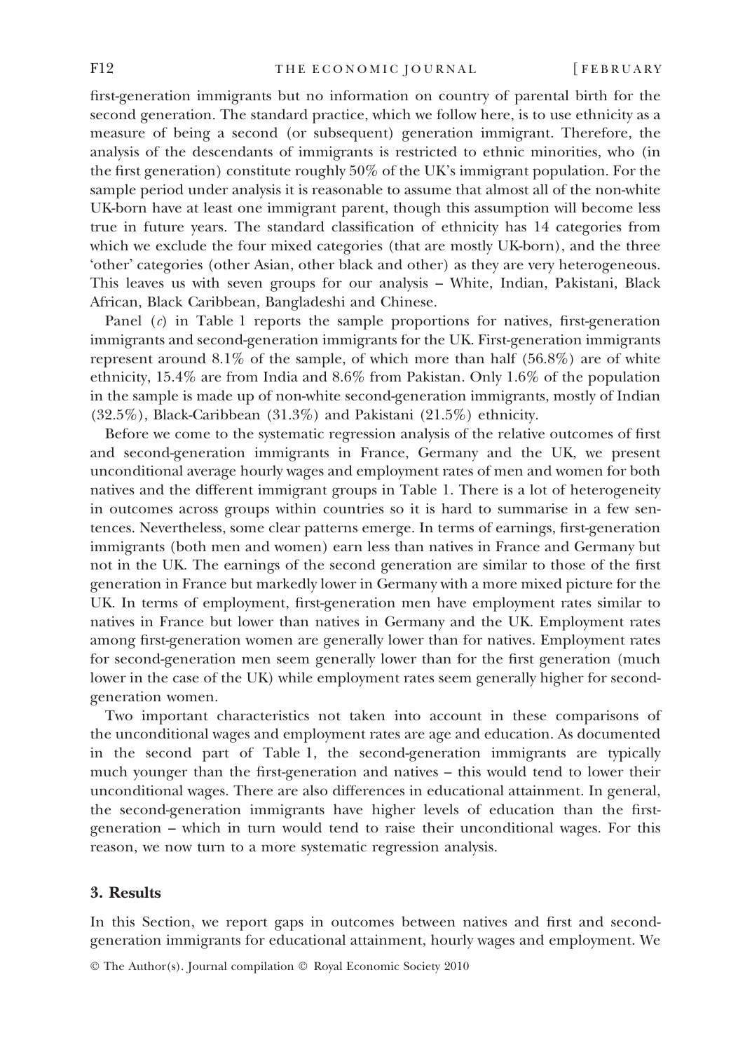first-generation immigrants but no information on country of parental birth for the second generation. The standard practice, which we follow here, is to use ethnicity as a measure of being a second (or subsequent) generation immigrant. Therefore, the analysis of the descendants of immigrants is restricted to ethnic minorities, who (in the first generation) constitute roughly 50% of the UK's immigrant population. For the sample period under analysis it is reasonable to assume that almost all of the non-white UK-born have at least one immigrant parent, though this assumption will become less true in future years. The standard classification of ethnicity has 14 categories from which we exclude the four mixed categories (that are mostly UK-born), and the three 'other' categories (other Asian, other black and other) as they are very heterogeneous. This leaves us with seven groups for our analysis – White, Indian, Pakistani, Black African, Black Caribbean, Bangladeshi and Chinese.

Panel (*c*) in Table 1 reports the sample proportions for natives, first-generation immigrants and second-generation immigrants for the UK. First-generation immigrants represent around 8.1% of the sample, of which more than half (56.8%) are of white ethnicity, 15.4% are from India and 8.6% from Pakistan. Only 1.6% of the population in the sample is made up of non-white second-generation immigrants, mostly of Indian (32.5%), Black-Caribbean (31.3%) and Pakistani (21.5%) ethnicity.

Before we come to the systematic regression analysis of the relative outcomes of first and second-generation immigrants in France, Germany and the UK, we present unconditional average hourly wages and employment rates of men and women for both natives and the different immigrant groups in Table 1. There is a lot of heterogeneity in outcomes across groups within countries so it is hard to summarise in a few sentences. Nevertheless, some clear patterns emerge. In terms of earnings, first-generation immigrants (both men and women) earn less than natives in France and Germany but not in the UK. The earnings of the second generation are similar to those of the first generation in France but markedly lower in Germany with a more mixed picture for the UK. In terms of employment, first-generation men have employment rates similar to natives in France but lower than natives in Germany and the UK. Employment rates among first-generation women are generally lower than for natives. Employment rates for second-generation men seem generally lower than for the first generation (much lower in the case of the UK) while employment rates seem generally higher for second-generation women.

Two important characteristics not taken into account in these comparisons of the unconditional wages and employment rates are age and education. As documented in the second part of Table 1, the second-generation immigrants are typically much younger than the first-generation and natives – this would tend to lower their unconditional wages. There are also differences in educational attainment. In general, the second-generation immigrants have higher levels of education than the first-generation – which in turn would tend to raise their unconditional wages. For this reason, we now turn to a more systematic regression analysis.

## 3. Results

In this Section, we report gaps in outcomes between natives and first and second-generation immigrants for educational attainment, hourly wages and employment. We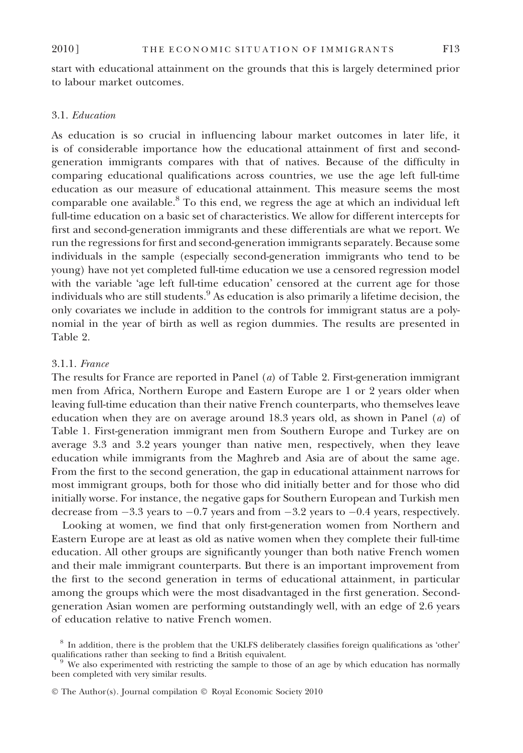start with educational attainment on the grounds that this is largely determined prior to labour market outcomes.

### 3.1. *Education*

As education is so crucial in influencing labour market outcomes in later life, it is of considerable importance how the educational attainment of first and second-generation immigrants compares with that of natives. Because of the difficulty in comparing educational qualifications across countries, we use the age left full-time education as our measure of educational attainment. This measure seems the most comparable one available.[8] To this end, we regress the age at which an individual left full-time education on a basic set of characteristics. We allow for different intercepts for first and second-generation immigrants and these differentials are what we report. We run the regressions for first and second-generation immigrants separately. Because some individuals in the sample (especially second-generation immigrants who tend to be young) have not yet completed full-time education we use a censored regression model with the variable 'age left full-time education' censored at the current age for those individuals who are still students.[9] As education is also primarily a lifetime decision, the only covariates we include in addition to the controls for immigrant status are a polynomial in the year of birth as well as region dummies. The results are presented in Table 2.

#### 3.1.1. *France*

The results for France are reported in Panel (*a*) of Table 2. First-generation immigrant men from Africa, Northern Europe and Eastern Europe are 1 or 2 years older when leaving full-time education than their native French counterparts, who themselves leave education when they are on average around 18.3 years old, as shown in Panel (*a*) of Table 1. First-generation immigrant men from Southern Europe and Turkey are on average 3.3 and 3.2 years younger than native men, respectively, when they leave education while immigrants from the Maghreb and Asia are of about the same age. From the first to the second generation, the gap in educational attainment narrows for most immigrant groups, both for those who did initially better and for those who did initially worse. For instance, the negative gaps for Southern European and Turkish men decrease from −3.3 years to −0.7 years and from −3.2 years to −0.4 years, respectively.

Looking at women, we find that only first-generation women from Northern and Eastern Europe are at least as old as native women when they complete their full-time education. All other groups are significantly younger than both native French women and their male immigrant counterparts. But there is an important improvement from the first to the second generation in terms of educational attainment, in particular among the groups which were the most disadvantaged in the first generation. Second-generation Asian women are performing outstandingly well, with an edge of 2.6 years of education relative to native French women.

[8] In addition, there is the problem that the UKLFS deliberately classifies foreign qualifications as 'other' qualifications rather than seeking to find a British equivalent.

[9] We also experimented with restricting the sample to those of an age by which education has normally been completed with very similar results.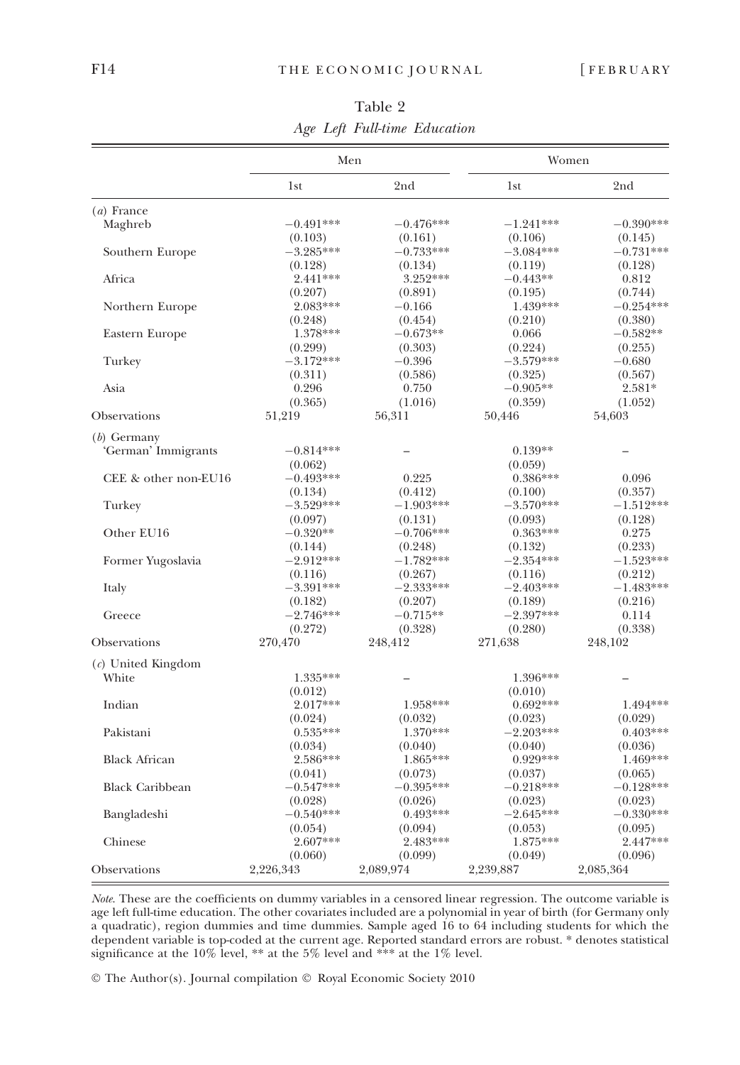Table 2

*Age Left Full-time Education*

| | Men | | Women | |
|---|---|---|---|---|
| | 1st | 2nd | 1st | 2nd |
| (*a*) France | | | | |
| Maghreb | −0.491*** | −0.476*** | −1.241*** | −0.390*** |
| | (0.103) | (0.161) | (0.106) | (0.145) |
| Southern Europe | −3.285*** | −0.733*** | −3.084*** | −0.731*** |
| | (0.128) | (0.134) | (0.119) | (0.128) |
| Africa | 2.441*** | 3.252*** | −0.443** | 0.812 |
| | (0.207) | (0.891) | (0.195) | (0.744) |
| Northern Europe | 2.083*** | −0.166 | 1.439*** | −0.254*** |
| | (0.248) | (0.454) | (0.210) | (0.380) |
| Eastern Europe | 1.378*** | −0.673** | 0.066 | −0.582** |
| | (0.299) | (0.303) | (0.224) | (0.255) |
| Turkey | −3.172*** | −0.396 | −3.579*** | −0.680 |
| | (0.311) | (0.586) | (0.325) | (0.567) |
| Asia | 0.296 | 0.750 | −0.905** | 2.581* |
| | (0.365) | (1.016) | (0.359) | (1.052) |
| Observations | 51,219 | 56,311 | 50,446 | 54,603 |
| (*b*) Germany | | | | |
| 'German' Immigrants | −0.814*** | – | 0.139** | – |
| | (0.062) | | (0.059) | |
| CEE & other non-EU16 | −0.493*** | 0.225 | 0.386*** | 0.096 |
| | (0.134) | (0.412) | (0.100) | (0.357) |
| Turkey | −3.529*** | −1.903*** | −3.570*** | −1.512*** |
| | (0.097) | (0.131) | (0.093) | (0.128) |
| Other EU16 | −0.320** | −0.706*** | 0.363*** | 0.275 |
| | (0.144) | (0.248) | (0.132) | (0.233) |
| Former Yugoslavia | −2.912*** | −1.782*** | −2.354*** | −1.523*** |
| | (0.116) | (0.267) | (0.116) | (0.212) |
| Italy | −3.391*** | −2.333*** | −2.403*** | −1.483*** |
| | (0.182) | (0.207) | (0.189) | (0.216) |
| Greece | −2.746*** | −0.715** | −2.397*** | 0.114 |
| | (0.272) | (0.328) | (0.280) | (0.338) |
| Observations | 270,470 | 248,412 | 271,638 | 248,102 |
| (*c*) United Kingdom | | | | |
| White | 1.335*** | – | 1.396*** | – |
| | (0.012) | | (0.010) | |
| Indian | 2.017*** | 1.958*** | 0.692*** | 1.494*** |
| | (0.024) | (0.032) | (0.023) | (0.029) |
| Pakistani | 0.535*** | 1.370*** | −2.203*** | 0.403*** |
| | (0.034) | (0.040) | (0.040) | (0.036) |
| Black African | 2.586*** | 1.865*** | 0.929*** | 1.469*** |
| | (0.041) | (0.073) | (0.037) | (0.065) |
| Black Caribbean | −0.547*** | −0.395*** | −0.218*** | −0.128*** |
| | (0.028) | (0.026) | (0.023) | (0.023) |
| Bangladeshi | −0.540*** | 0.493*** | −2.645*** | −0.330*** |
| | (0.054) | (0.094) | (0.053) | (0.095) |
| Chinese | 2.607*** | 2.483*** | 1.875*** | 2.447*** |
| | (0.060) | (0.099) | (0.049) | (0.096) |
| Observations | 2,226,343 | 2,089,974 | 2,239,887 | 2,085,364 |

*Note*. These are the coefficients on dummy variables in a censored linear regression. The outcome variable is age left full-time education. The other covariates included are a polynomial in year of birth (for Germany only a quadratic), region dummies and time dummies. Sample aged 16 to 64 including students for which the dependent variable is top-coded at the current age. Reported standard errors are robust. * denotes statistical significance at the 10% level, ** at the 5% level and *** at the 1% level.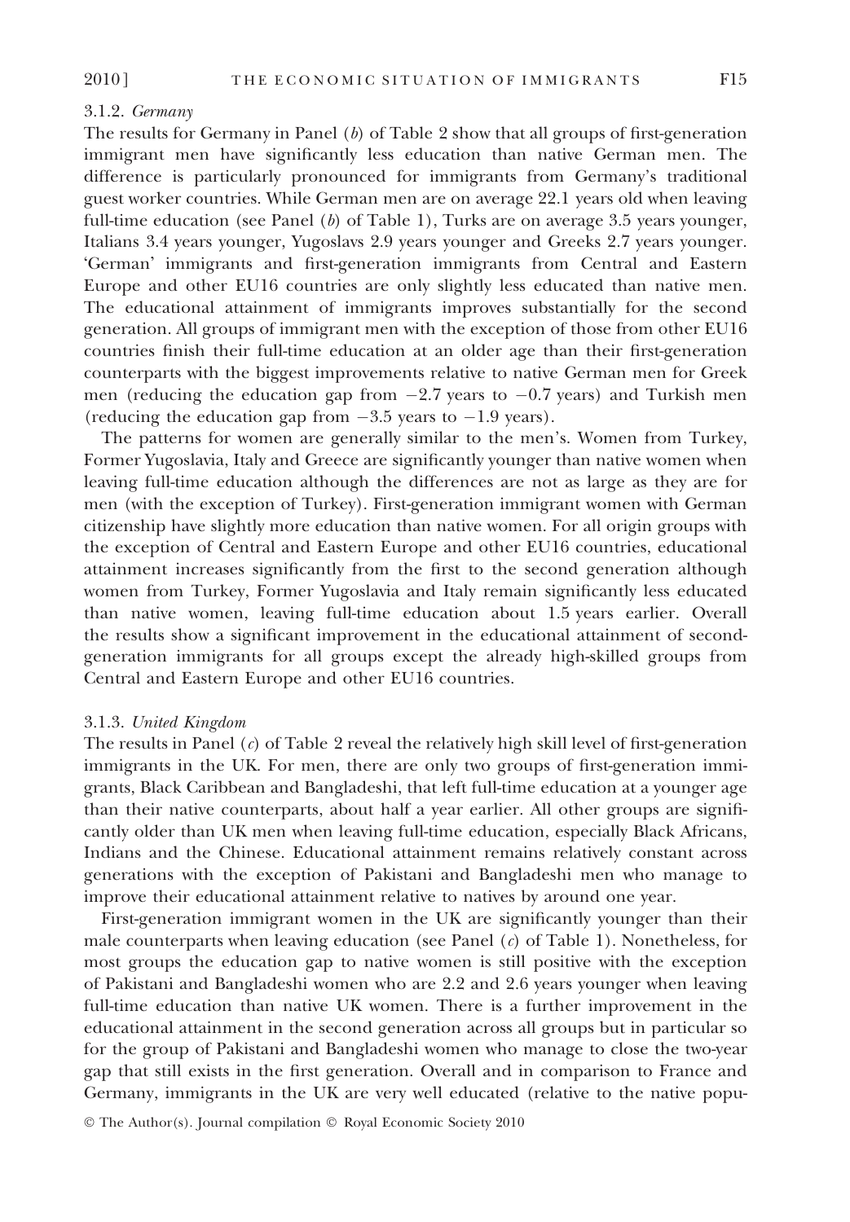#### 3.1.2. *Germany*

The results for Germany in Panel (*b*) of Table 2 show that all groups of first-generation immigrant men have significantly less education than native German men. The difference is particularly pronounced for immigrants from Germany's traditional guest worker countries. While German men are on average 22.1 years old when leaving full-time education (see Panel (*b*) of Table 1), Turks are on average 3.5 years younger, Italians 3.4 years younger, Yugoslavs 2.9 years younger and Greeks 2.7 years younger. 'German' immigrants and first-generation immigrants from Central and Eastern Europe and other EU16 countries are only slightly less educated than native men. The educational attainment of immigrants improves substantially for the second generation. All groups of immigrant men with the exception of those from other EU16 countries finish their full-time education at an older age than their first-generation counterparts with the biggest improvements relative to native German men for Greek men (reducing the education gap from −2.7 years to −0.7 years) and Turkish men (reducing the education gap from −3.5 years to −1.9 years).

The patterns for women are generally similar to the men's. Women from Turkey, Former Yugoslavia, Italy and Greece are significantly younger than native women when leaving full-time education although the differences are not as large as they are for men (with the exception of Turkey). First-generation immigrant women with German citizenship have slightly more education than native women. For all origin groups with the exception of Central and Eastern Europe and other EU16 countries, educational attainment increases significantly from the first to the second generation although women from Turkey, Former Yugoslavia and Italy remain significantly less educated than native women, leaving full-time education about 1.5 years earlier. Overall the results show a significant improvement in the educational attainment of second-generation immigrants for all groups except the already high-skilled groups from Central and Eastern Europe and other EU16 countries.

#### 3.1.3. *United Kingdom*

The results in Panel (*c*) of Table 2 reveal the relatively high skill level of first-generation immigrants in the UK. For men, there are only two groups of first-generation immigrants, Black Caribbean and Bangladeshi, that left full-time education at a younger age than their native counterparts, about half a year earlier. All other groups are significantly older than UK men when leaving full-time education, especially Black Africans, Indians and the Chinese. Educational attainment remains relatively constant across generations with the exception of Pakistani and Bangladeshi men who manage to improve their educational attainment relative to natives by around one year.

First-generation immigrant women in the UK are significantly younger than their male counterparts when leaving education (see Panel (*c*) of Table 1). Nonetheless, for most groups the education gap to native women is still positive with the exception of Pakistani and Bangladeshi women who are 2.2 and 2.6 years younger when leaving full-time education than native UK women. There is a further improvement in the educational attainment in the second generation across all groups but in particular so for the group of Pakistani and Bangladeshi women who manage to close the two-year gap that still exists in the first generation. Overall and in comparison to France and Germany, immigrants in the UK are very well educated (relative to the native popu-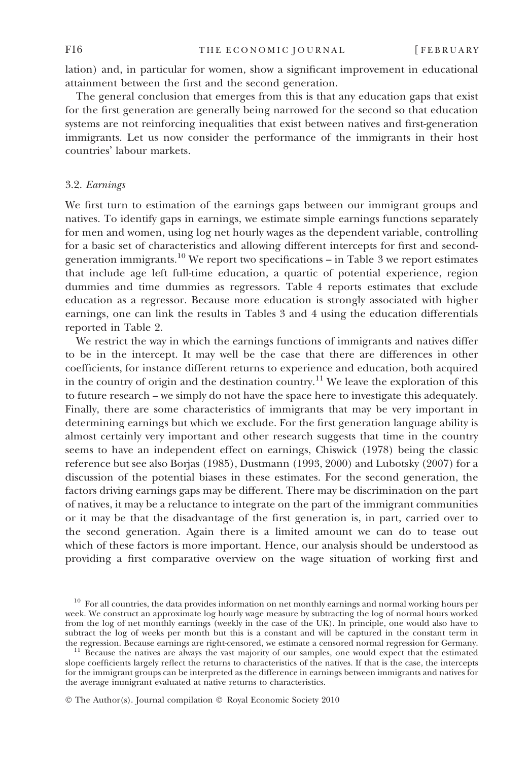lation) and, in particular for women, show a significant improvement in educational attainment between the first and the second generation.

The general conclusion that emerges from this is that any education gaps that exist for the first generation are generally being narrowed for the second so that education systems are not reinforcing inequalities that exist between natives and first-generation immigrants. Let us now consider the performance of the immigrants in their host countries' labour markets.

### 3.2. *Earnings*

We first turn to estimation of the earnings gaps between our immigrant groups and natives. To identify gaps in earnings, we estimate simple earnings functions separately for men and women, using log net hourly wages as the dependent variable, controlling for a basic set of characteristics and allowing different intercepts for first and second-generation immigrants.[10] We report two specifications – in Table 3 we report estimates that include age left full-time education, a quartic of potential experience, region dummies and time dummies as regressors. Table 4 reports estimates that exclude education as a regressor. Because more education is strongly associated with higher earnings, one can link the results in Tables 3 and 4 using the education differentials reported in Table 2.

We restrict the way in which the earnings functions of immigrants and natives differ to be in the intercept. It may well be the case that there are differences in other coefficients, for instance different returns to experience and education, both acquired in the country of origin and the destination country.[11] We leave the exploration of this to future research – we simply do not have the space here to investigate this adequately. Finally, there are some characteristics of immigrants that may be very important in determining earnings but which we exclude. For the first generation language ability is almost certainly very important and other research suggests that time in the country seems to have an independent effect on earnings, Chiswick (1978) being the classic reference but see also Borjas (1985), Dustmann (1993, 2000) and Lubotsky (2007) for a discussion of the potential biases in these estimates. For the second generation, the factors driving earnings gaps may be different. There may be discrimination on the part of natives, it may be a reluctance to integrate on the part of the immigrant communities or it may be that the disadvantage of the first generation is, in part, carried over to the second generation. Again there is a limited amount we can do to tease out which of these factors is more important. Hence, our analysis should be understood as providing a first comparative overview on the wage situation of working first and

[10] For all countries, the data provides information on net monthly earnings and normal working hours per week. We construct an approximate log hourly wage measure by subtracting the log of normal hours worked from the log of net monthly earnings (weekly in the case of the UK). In principle, one would also have to subtract the log of weeks per month but this is a constant and will be captured in the constant term in the regression. Because earnings are right-censored, we estimate a censored normal regression for Germany.

[11] Because the natives are always the vast majority of our samples, one would expect that the estimated slope coefficients largely reflect the returns to characteristics of the natives. If that is the case, the intercepts for the immigrant groups can be interpreted as the difference in earnings between immigrants and natives for the average immigrant evaluated at native returns to characteristics.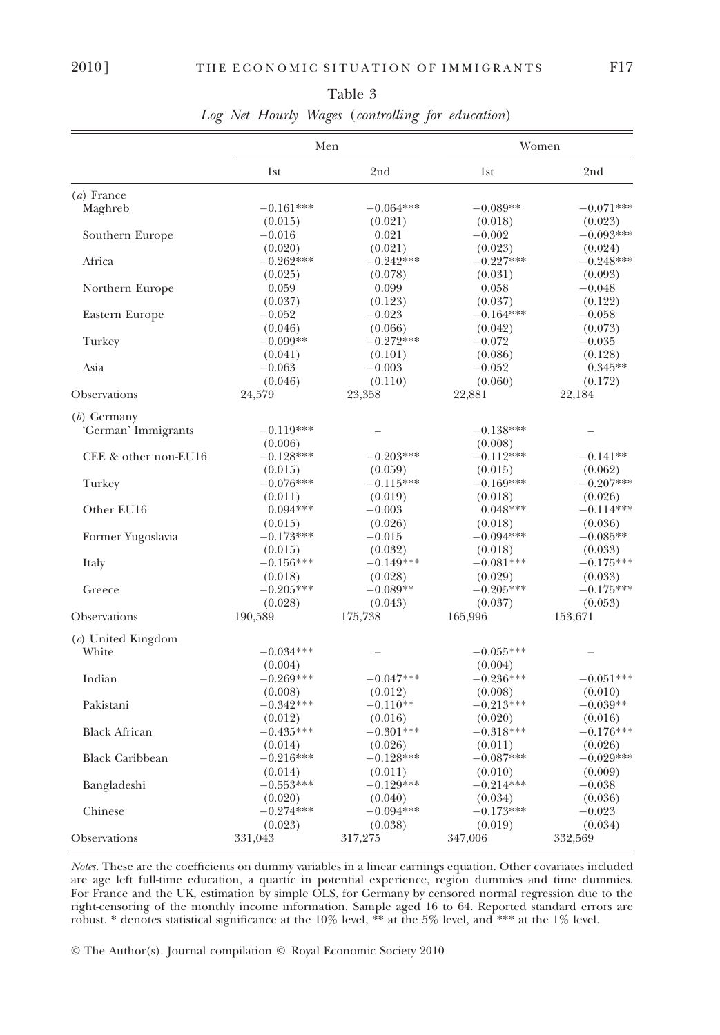Table 3

*Log Net Hourly Wages (controlling for education)*

| | Men | | Women | |
|---|---|---|---|---|
| | 1st | 2nd | 1st | 2nd |
| (*a*) France | | | | |
| Maghreb | −0.161*** | −0.064*** | −0.089** | −0.071*** |
| | (0.015) | (0.021) | (0.018) | (0.023) |
| Southern Europe | −0.016 | 0.021 | −0.002 | −0.093*** |
| | (0.020) | (0.021) | (0.023) | (0.024) |
| Africa | −0.262*** | −0.242*** | −0.227*** | −0.248*** |
| | (0.025) | (0.078) | (0.031) | (0.093) |
| Northern Europe | 0.059 | 0.099 | 0.058 | −0.048 |
| | (0.037) | (0.123) | (0.037) | (0.122) |
| Eastern Europe | −0.052 | −0.023 | −0.164*** | −0.058 |
| | (0.046) | (0.066) | (0.042) | (0.073) |
| Turkey | −0.099** | −0.272*** | −0.072 | −0.035 |
| | (0.041) | (0.101) | (0.086) | (0.128) |
| Asia | −0.063 | −0.003 | −0.052 | 0.345** |
| | (0.046) | (0.110) | (0.060) | (0.172) |
| Observations | 24,579 | 23,358 | 22,881 | 22,184 |
| (*b*) Germany | | | | |
| 'German' Immigrants | −0.119*** | – | −0.138*** | – |
| | (0.006) | | (0.008) | |
| CEE & other non-EU16 | −0.128*** | −0.203*** | −0.112*** | −0.141** |
| | (0.015) | (0.059) | (0.015) | (0.062) |
| Turkey | −0.076*** | −0.115*** | −0.169*** | −0.207*** |
| | (0.011) | (0.019) | (0.018) | (0.026) |
| Other EU16 | 0.094*** | −0.003 | 0.048*** | −0.114*** |
| | (0.015) | (0.026) | (0.018) | (0.036) |
| Former Yugoslavia | −0.173*** | −0.015 | −0.094*** | −0.085** |
| | (0.015) | (0.032) | (0.018) | (0.033) |
| Italy | −0.156*** | −0.149*** | −0.081*** | −0.175*** |
| | (0.018) | (0.028) | (0.029) | (0.033) |
| Greece | −0.205*** | −0.089** | −0.205*** | −0.175*** |
| | (0.028) | (0.043) | (0.037) | (0.053) |
| Observations | 190,589 | 175,738 | 165,996 | 153,671 |
| (*c*) United Kingdom | | | | |
| White | −0.034*** | – | −0.055*** | – |
| | (0.004) | | (0.004) | |
| Indian | −0.269*** | −0.047*** | −0.236*** | −0.051*** |
| | (0.008) | (0.012) | (0.008) | (0.010) |
| Pakistani | −0.342*** | −0.110** | −0.213*** | −0.039** |
| | (0.012) | (0.016) | (0.020) | (0.016) |
| Black African | −0.435*** | −0.301*** | −0.318*** | −0.176*** |
| | (0.014) | (0.026) | (0.011) | (0.026) |
| Black Caribbean | −0.216*** | −0.128*** | −0.087*** | −0.029*** |
| | (0.014) | (0.011) | (0.010) | (0.009) |
| Bangladeshi | −0.553*** | −0.129*** | −0.214*** | −0.038 |
| | (0.020) | (0.040) | (0.034) | (0.036) |
| Chinese | −0.274*** | −0.094*** | −0.173*** | −0.023 |
| | (0.023) | (0.038) | (0.019) | (0.034) |
| Observations | 331,043 | 317,275 | 347,006 | 332,569 |

*Notes*. These are the coefficients on dummy variables in a linear earnings equation. Other covariates included are age left full-time education, a quartic in potential experience, region dummies and time dummies. For France and the UK, estimation by simple OLS, for Germany by censored normal regression due to the right-censoring of the monthly income information. Sample aged 16 to 64. Reported standard errors are robust. * denotes statistical significance at the 10% level, ** at the 5% level, and *** at the 1% level.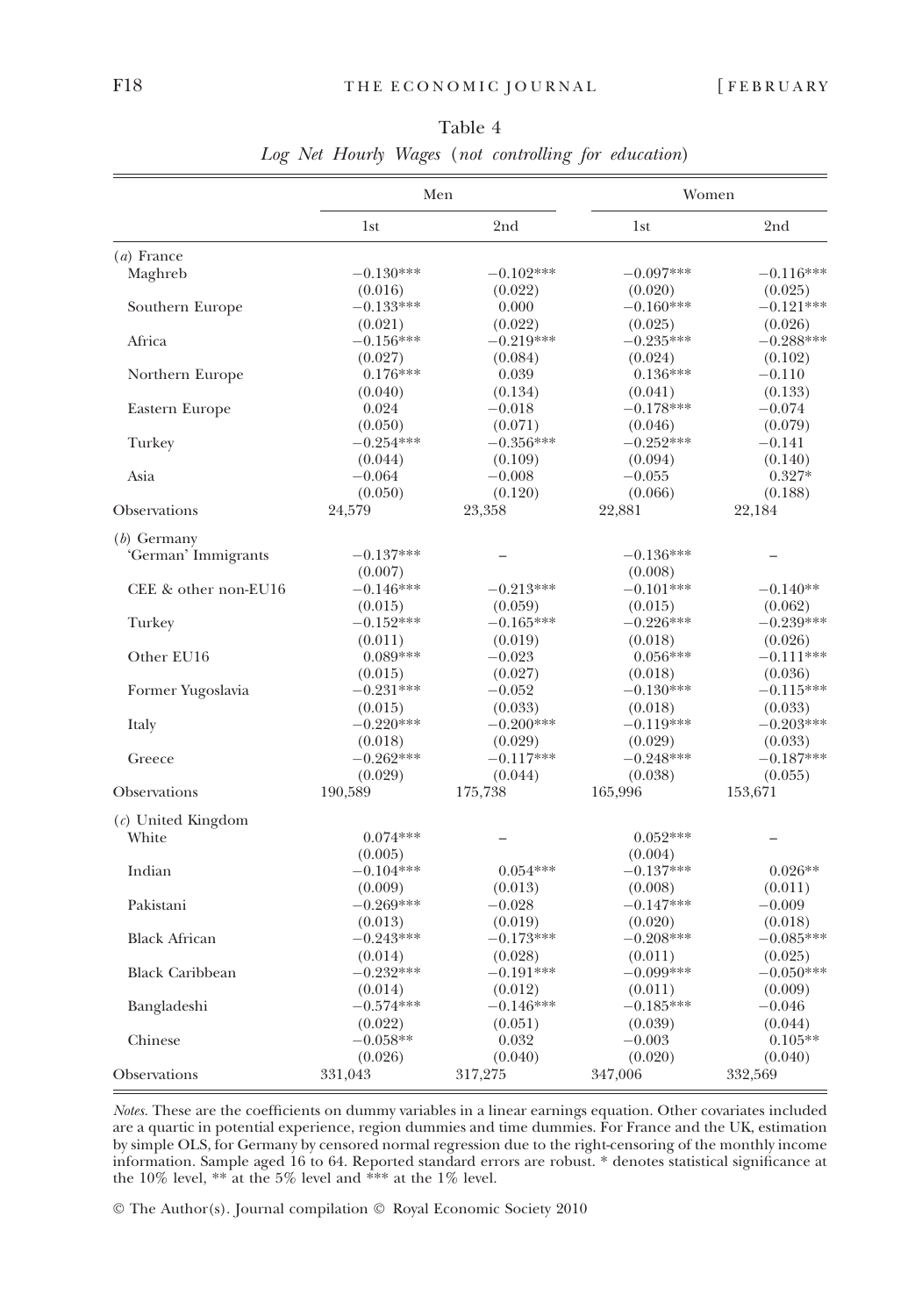Table 4

*Log Net Hourly Wages (not controlling for education)*

| | Men | | Women | |
|---|---|---|---|---|
| | 1st | 2nd | 1st | 2nd |
| (*a*) France | | | | |
| Maghreb | −0.130*** | −0.102*** | −0.097*** | −0.116*** |
| | (0.016) | (0.022) | (0.020) | (0.025) |
| Southern Europe | −0.133*** | 0.000 | −0.160*** | −0.121*** |
| | (0.021) | (0.022) | (0.025) | (0.026) |
| Africa | −0.156*** | −0.219*** | −0.235*** | −0.288*** |
| | (0.027) | (0.084) | (0.024) | (0.102) |
| Northern Europe | 0.176*** | 0.039 | 0.136*** | −0.110 |
| | (0.040) | (0.134) | (0.041) | (0.133) |
| Eastern Europe | 0.024 | −0.018 | −0.178*** | −0.074 |
| | (0.050) | (0.071) | (0.046) | (0.079) |
| Turkey | −0.254*** | −0.356*** | −0.252*** | −0.141 |
| | (0.044) | (0.109) | (0.094) | (0.140) |
| Asia | −0.064 | −0.008 | −0.055 | 0.327* |
| | (0.050) | (0.120) | (0.066) | (0.188) |
| Observations | 24,579 | 23,358 | 22,881 | 22,184 |
| (*b*) Germany | | | | |
| 'German' Immigrants | −0.137*** | – | −0.136*** | – |
| | (0.007) | | (0.008) | |
| CEE & other non-EU16 | −0.146*** | −0.213*** | −0.101*** | −0.140** |
| | (0.015) | (0.059) | (0.015) | (0.062) |
| Turkey | −0.152*** | −0.165*** | −0.226*** | −0.239*** |
| | (0.011) | (0.019) | (0.018) | (0.026) |
| Other EU16 | 0.089*** | −0.023 | 0.056*** | −0.111*** |
| | (0.015) | (0.027) | (0.018) | (0.036) |
| Former Yugoslavia | −0.231*** | −0.052 | −0.130*** | −0.115*** |
| | (0.015) | (0.033) | (0.018) | (0.033) |
| Italy | −0.220*** | −0.200*** | −0.119*** | −0.203*** |
| | (0.018) | (0.029) | (0.029) | (0.033) |
| Greece | −0.262*** | −0.117*** | −0.248*** | −0.187*** |
| | (0.029) | (0.044) | (0.038) | (0.055) |
| Observations | 190,589 | 175,738 | 165,996 | 153,671 |
| (*c*) United Kingdom | | | | |
| White | 0.074*** | – | 0.052*** | – |
| | (0.005) | | (0.004) | |
| Indian | −0.104*** | 0.054*** | −0.137*** | 0.026** |
| | (0.009) | (0.013) | (0.008) | (0.011) |
| Pakistani | −0.269*** | −0.028 | −0.147*** | −0.009 |
| | (0.013) | (0.019) | (0.020) | (0.018) |
| Black African | −0.243*** | −0.173*** | −0.208*** | −0.085*** |
| | (0.014) | (0.028) | (0.011) | (0.025) |
| Black Caribbean | −0.232*** | −0.191*** | −0.099*** | −0.050*** |
| | (0.014) | (0.012) | (0.011) | (0.009) |
| Bangladeshi | −0.574*** | −0.146*** | −0.185*** | −0.046 |
| | (0.022) | (0.051) | (0.039) | (0.044) |
| Chinese | −0.058** | 0.032 | −0.003 | 0.105** |
| | (0.026) | (0.040) | (0.020) | (0.040) |
| Observations | 331,043 | 317,275 | 347,006 | 332,569 |

*Notes.* These are the coefficients on dummy variables in a linear earnings equation. Other covariates included are a quartic in potential experience, region dummies and time dummies. For France and the UK, estimation by simple OLS, for Germany by censored normal regression due to the right-censoring of the monthly income information. Sample aged 16 to 64. Reported standard errors are robust. * denotes statistical significance at the 10% level, ** at the 5% level and *** at the 1% level.

© The Author(s). Journal compilation © Royal Economic Society 2010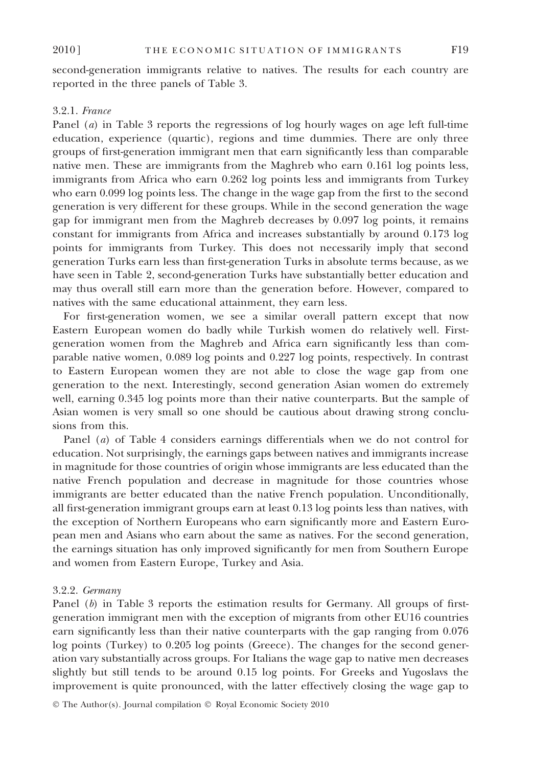second-generation immigrants relative to natives. The results for each country are reported in the three panels of Table 3.

#### 3.2.1. *France*

Panel (*a*) in Table 3 reports the regressions of log hourly wages on age left full-time education, experience (quartic), regions and time dummies. There are only three groups of first-generation immigrant men that earn significantly less than comparable native men. These are immigrants from the Maghreb who earn 0.161 log points less, immigrants from Africa who earn 0.262 log points less and immigrants from Turkey who earn 0.099 log points less. The change in the wage gap from the first to the second generation is very different for these groups. While in the second generation the wage gap for immigrant men from the Maghreb decreases by 0.097 log points, it remains constant for immigrants from Africa and increases substantially by around 0.173 log points for immigrants from Turkey. This does not necessarily imply that second generation Turks earn less than first-generation Turks in absolute terms because, as we have seen in Table 2, second-generation Turks have substantially better education and may thus overall still earn more than the generation before. However, compared to natives with the same educational attainment, they earn less.

For first-generation women, we see a similar overall pattern except that now Eastern European women do badly while Turkish women do relatively well. First-generation women from the Maghreb and Africa earn significantly less than comparable native women, 0.089 log points and 0.227 log points, respectively. In contrast to Eastern European women they are not able to close the wage gap from one generation to the next. Interestingly, second generation Asian women do extremely well, earning 0.345 log points more than their native counterparts. But the sample of Asian women is very small so one should be cautious about drawing strong conclusions from this.

Panel (*a*) of Table 4 considers earnings differentials when we do not control for education. Not surprisingly, the earnings gaps between natives and immigrants increase in magnitude for those countries of origin whose immigrants are less educated than the native French population and decrease in magnitude for those countries whose immigrants are better educated than the native French population. Unconditionally, all first-generation immigrant groups earn at least 0.13 log points less than natives, with the exception of Northern Europeans who earn significantly more and Eastern European men and Asians who earn about the same as natives. For the second generation, the earnings situation has only improved significantly for men from Southern Europe and women from Eastern Europe, Turkey and Asia.

#### 3.2.2. *Germany*

Panel (*b*) in Table 3 reports the estimation results for Germany. All groups of first-generation immigrant men with the exception of migrants from other EU16 countries earn significantly less than their native counterparts with the gap ranging from 0.076 log points (Turkey) to 0.205 log points (Greece). The changes for the second generation vary substantially across groups. For Italians the wage gap to native men decreases slightly but still tends to be around 0.15 log points. For Greeks and Yugoslavs the improvement is quite pronounced, with the latter effectively closing the wage gap to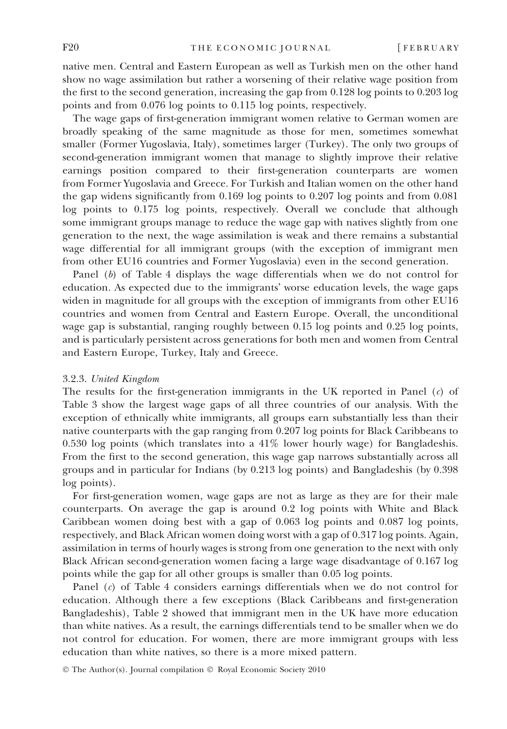native men. Central and Eastern European as well as Turkish men on the other hand show no wage assimilation but rather a worsening of their relative wage position from the first to the second generation, increasing the gap from 0.128 log points to 0.203 log points and from 0.076 log points to 0.115 log points, respectively.

The wage gaps of first-generation immigrant women relative to German women are broadly speaking of the same magnitude as those for men, sometimes somewhat smaller (Former Yugoslavia, Italy), sometimes larger (Turkey). The only two groups of second-generation immigrant women that manage to slightly improve their relative earnings position compared to their first-generation counterparts are women from Former Yugoslavia and Greece. For Turkish and Italian women on the other hand the gap widens significantly from 0.169 log points to 0.207 log points and from 0.081 log points to 0.175 log points, respectively. Overall we conclude that although some immigrant groups manage to reduce the wage gap with natives slightly from one generation to the next, the wage assimilation is weak and there remains a substantial wage differential for all immigrant groups (with the exception of immigrant men from other EU16 countries and Former Yugoslavia) even in the second generation.

Panel (*b*) of Table 4 displays the wage differentials when we do not control for education. As expected due to the immigrants' worse education levels, the wage gaps widen in magnitude for all groups with the exception of immigrants from other EU16 countries and women from Central and Eastern Europe. Overall, the unconditional wage gap is substantial, ranging roughly between 0.15 log points and 0.25 log points, and is particularly persistent across generations for both men and women from Central and Eastern Europe, Turkey, Italy and Greece.

### 3.2.3. *United Kingdom*

The results for the first-generation immigrants in the UK reported in Panel (*c*) of Table 3 show the largest wage gaps of all three countries of our analysis. With the exception of ethnically white immigrants, all groups earn substantially less than their native counterparts with the gap ranging from 0.207 log points for Black Caribbeans to 0.530 log points (which translates into a 41% lower hourly wage) for Bangladeshis. From the first to the second generation, this wage gap narrows substantially across all groups and in particular for Indians (by 0.213 log points) and Bangladeshis (by 0.398 log points).

For first-generation women, wage gaps are not as large as they are for their male counterparts. On average the gap is around 0.2 log points with White and Black Caribbean women doing best with a gap of 0.063 log points and 0.087 log points, respectively, and Black African women doing worst with a gap of 0.317 log points. Again, assimilation in terms of hourly wages is strong from one generation to the next with only Black African second-generation women facing a large wage disadvantage of 0.167 log points while the gap for all other groups is smaller than 0.05 log points.

Panel (*c*) of Table 4 considers earnings differentials when we do not control for education. Although there a few exceptions (Black Caribbeans and first-generation Bangladeshis), Table 2 showed that immigrant men in the UK have more education than white natives. As a result, the earnings differentials tend to be smaller when we do not control for education. For women, there are more immigrant groups with less education than white natives, so there is a more mixed pattern.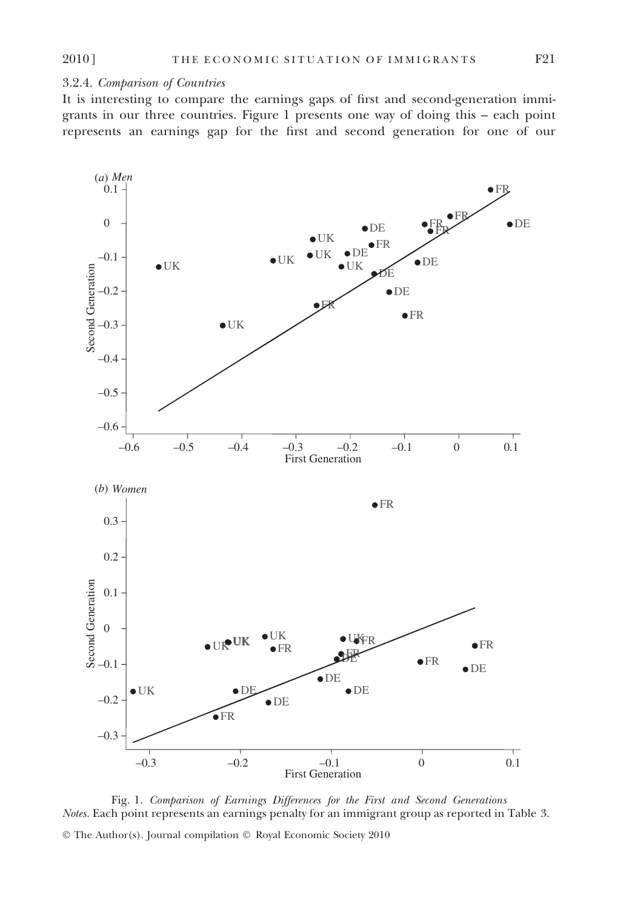#### 3.2.4. *Comparison of Countries*

It is interesting to compare the earnings gaps of first and second-generation immigrants in our three countries. Figure 1 presents one way of doing this – each point represents an earnings gap for the first and second generation for one of our

Fig. 1. *Comparison of Earnings Differences for the First and Second Generations*
*Notes*. Each point represents an earnings penalty for an immigrant group as reported in Table 3.

© The Author(s). Journal compilation © Royal Economic Society 2010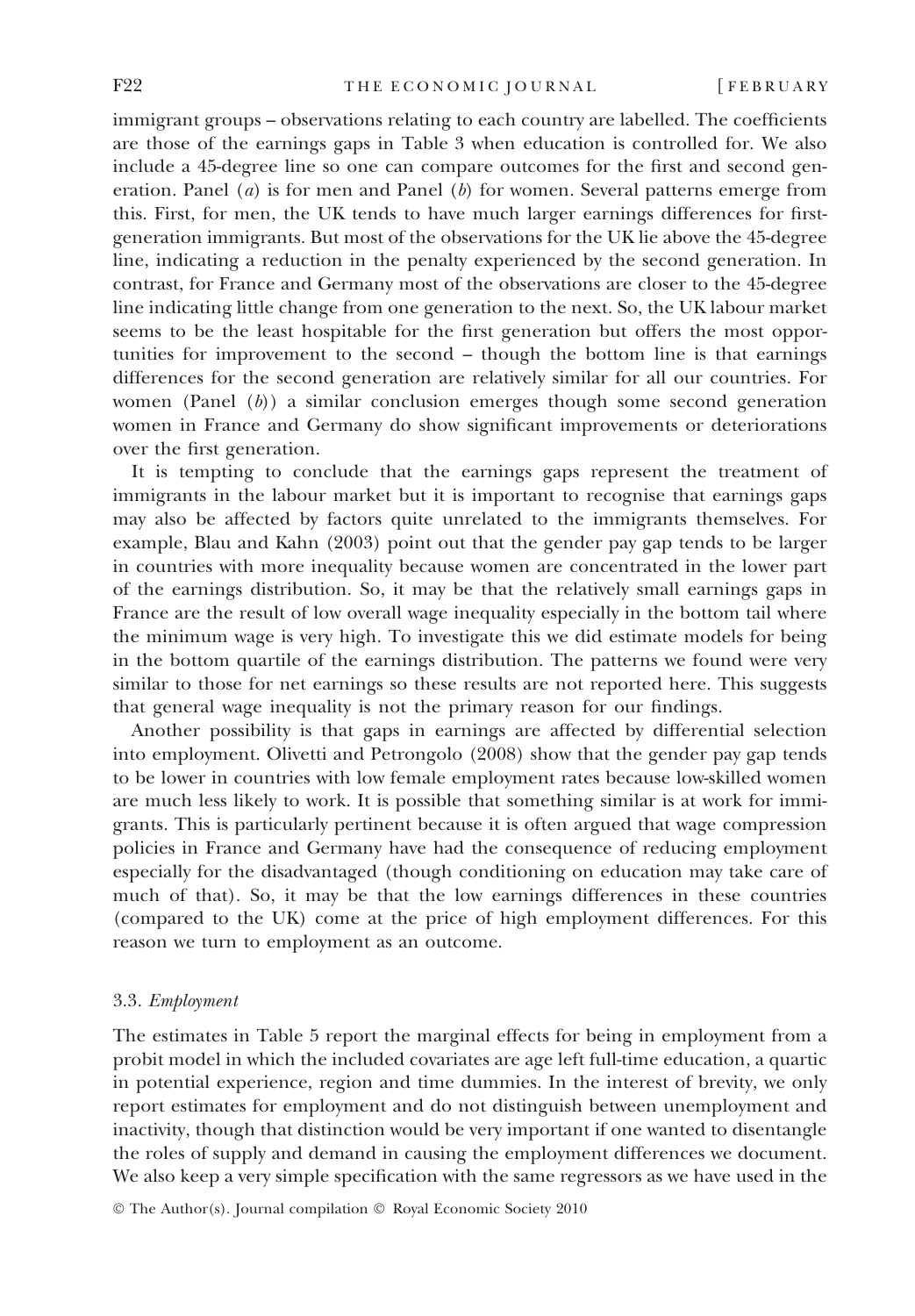immigrant groups – observations relating to each country are labelled. The coefficients are those of the earnings gaps in Table 3 when education is controlled for. We also include a 45-degree line so one can compare outcomes for the first and second generation. Panel (*a*) is for men and Panel (*b*) for women. Several patterns emerge from this. First, for men, the UK tends to have much larger earnings differences for first-generation immigrants. But most of the observations for the UK lie above the 45-degree line, indicating a reduction in the penalty experienced by the second generation. In contrast, for France and Germany most of the observations are closer to the 45-degree line indicating little change from one generation to the next. So, the UK labour market seems to be the least hospitable for the first generation but offers the most opportunities for improvement to the second – though the bottom line is that earnings differences for the second generation are relatively similar for all our countries. For women (Panel (*b*)) a similar conclusion emerges though some second generation women in France and Germany do show significant improvements or deteriorations over the first generation.

It is tempting to conclude that the earnings gaps represent the treatment of immigrants in the labour market but it is important to recognise that earnings gaps may also be affected by factors quite unrelated to the immigrants themselves. For example, Blau and Kahn (2003) point out that the gender pay gap tends to be larger in countries with more inequality because women are concentrated in the lower part of the earnings distribution. So, it may be that the relatively small earnings gaps in France are the result of low overall wage inequality especially in the bottom tail where the minimum wage is very high. To investigate this we did estimate models for being in the bottom quartile of the earnings distribution. The patterns we found were very similar to those for net earnings so these results are not reported here. This suggests that general wage inequality is not the primary reason for our findings.

Another possibility is that gaps in earnings are affected by differential selection into employment. Olivetti and Petrongolo (2008) show that the gender pay gap tends to be lower in countries with low female employment rates because low-skilled women are much less likely to work. It is possible that something similar is at work for immigrants. This is particularly pertinent because it is often argued that wage compression policies in France and Germany have had the consequence of reducing employment especially for the disadvantaged (though conditioning on education may take care of much of that). So, it may be that the low earnings differences in these countries (compared to the UK) come at the price of high employment differences. For this reason we turn to employment as an outcome.

### 3.3. *Employment*

The estimates in Table 5 report the marginal effects for being in employment from a probit model in which the included covariates are age left full-time education, a quartic in potential experience, region and time dummies. In the interest of brevity, we only report estimates for employment and do not distinguish between unemployment and inactivity, though that distinction would be very important if one wanted to disentangle the roles of supply and demand in causing the employment differences we document. We also keep a very simple specification with the same regressors as we have used in the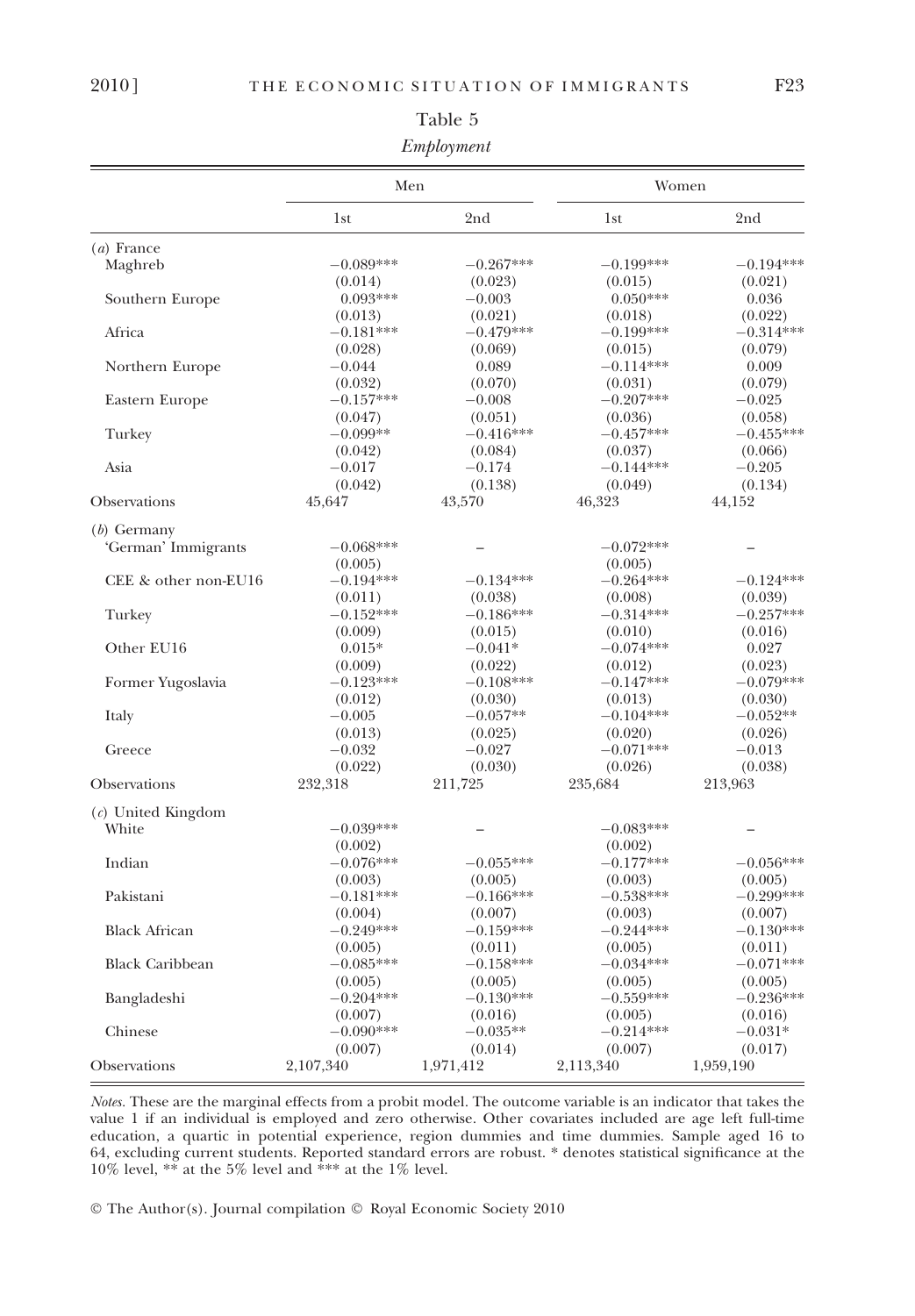Table 5

*Employment*

| | Men | | Women | |
|---|---|---|---|---|
| | 1st | 2nd | 1st | 2nd |
| (*a*) France | | | | |
| Maghreb | −0.089*** | −0.267*** | −0.199*** | −0.194*** |
| | (0.014) | (0.023) | (0.015) | (0.021) |
| Southern Europe | 0.093*** | −0.003 | 0.050*** | 0.036 |
| | (0.013) | (0.021) | (0.018) | (0.022) |
| Africa | −0.181*** | −0.479*** | −0.199*** | −0.314*** |
| | (0.028) | (0.069) | (0.015) | (0.079) |
| Northern Europe | −0.044 | 0.089 | −0.114*** | 0.009 |
| | (0.032) | (0.070) | (0.031) | (0.079) |
| Eastern Europe | −0.157*** | −0.008 | −0.207*** | −0.025 |
| | (0.047) | (0.051) | (0.036) | (0.058) |
| Turkey | −0.099** | −0.416*** | −0.457*** | −0.455*** |
| | (0.042) | (0.084) | (0.037) | (0.066) |
| Asia | −0.017 | −0.174 | −0.144*** | −0.205 |
| | (0.042) | (0.138) | (0.049) | (0.134) |
| Observations | 45,647 | 43,570 | 46,323 | 44,152 |
| (*b*) Germany | | | | |
| 'German' Immigrants | −0.068*** | – | −0.072*** | – |
| | (0.005) | | (0.005) | |
| CEE & other non-EU16 | −0.194*** | −0.134*** | −0.264*** | −0.124*** |
| | (0.011) | (0.038) | (0.008) | (0.039) |
| Turkey | −0.152*** | −0.186*** | −0.314*** | −0.257*** |
| | (0.009) | (0.015) | (0.010) | (0.016) |
| Other EU16 | 0.015* | −0.041* | −0.074*** | 0.027 |
| | (0.009) | (0.022) | (0.012) | (0.023) |
| Former Yugoslavia | −0.123*** | −0.108*** | −0.147*** | −0.079*** |
| | (0.012) | (0.030) | (0.013) | (0.030) |
| Italy | −0.005 | −0.057** | −0.104*** | −0.052** |
| | (0.013) | (0.025) | (0.020) | (0.026) |
| Greece | −0.032 | −0.027 | −0.071*** | −0.013 |
| | (0.022) | (0.030) | (0.026) | (0.038) |
| Observations | 232,318 | 211,725 | 235,684 | 213,963 |
| (*c*) United Kingdom | | | | |
| White | −0.039*** | – | −0.083*** | – |
| | (0.002) | | (0.002) | |
| Indian | −0.076*** | −0.055*** | −0.177*** | −0.056*** |
| | (0.003) | (0.005) | (0.003) | (0.005) |
| Pakistani | −0.181*** | −0.166*** | −0.538*** | −0.299*** |
| | (0.004) | (0.007) | (0.003) | (0.007) |
| Black African | −0.249*** | −0.159*** | −0.244*** | −0.130*** |
| | (0.005) | (0.011) | (0.005) | (0.011) |
| Black Caribbean | −0.085*** | −0.158*** | −0.034*** | −0.071*** |
| | (0.005) | (0.005) | (0.005) | (0.005) |
| Bangladeshi | −0.204*** | −0.130*** | −0.559*** | −0.236*** |
| | (0.007) | (0.016) | (0.005) | (0.016) |
| Chinese | −0.090*** | −0.035** | −0.214*** | −0.031* |
| | (0.007) | (0.014) | (0.007) | (0.017) |
| Observations | 2,107,340 | 1,971,412 | 2,113,340 | 1,959,190 |

*Notes*. These are the marginal effects from a probit model. The outcome variable is an indicator that takes the value 1 if an individual is employed and zero otherwise. Other covariates included are age left full-time education, a quartic in potential experience, region dummies and time dummies. Sample aged 16 to 64, excluding current students. Reported standard errors are robust. * denotes statistical significance at the 10% level, ** at the 5% level and *** at the 1% level.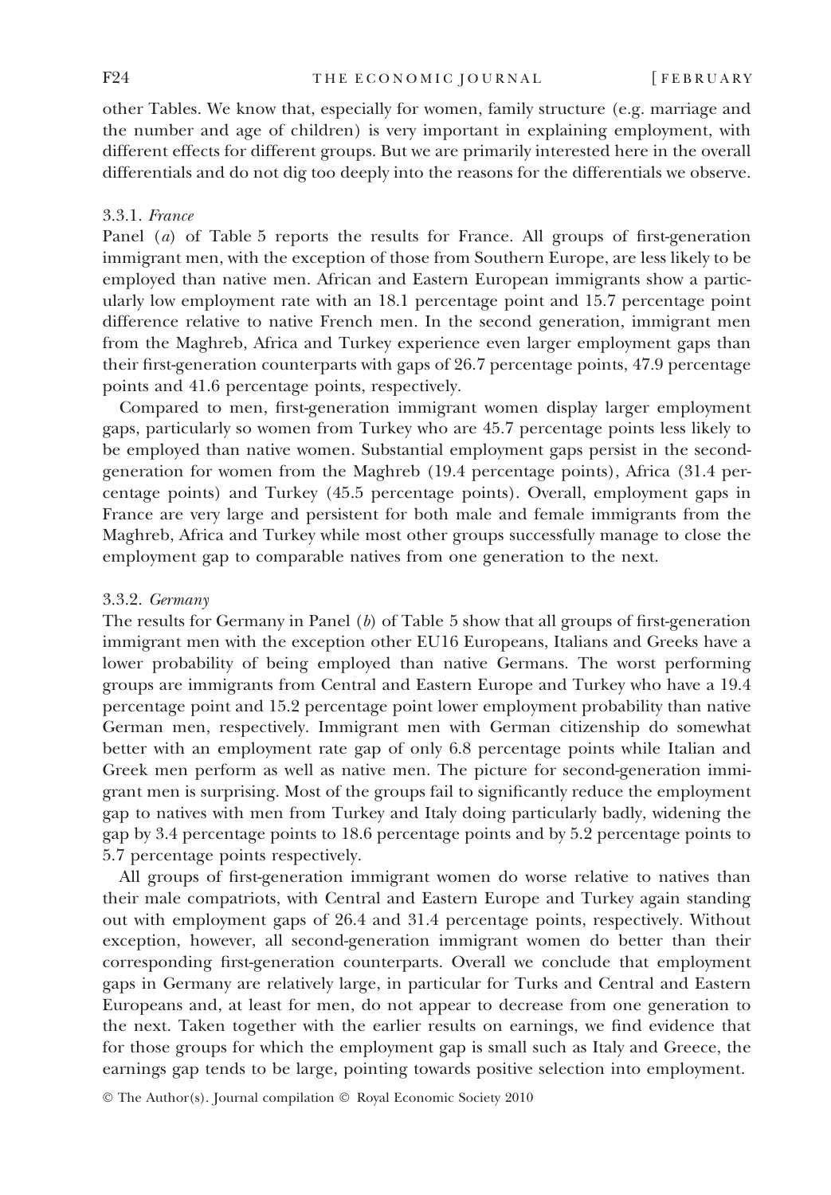other Tables. We know that, especially for women, family structure (e.g. marriage and the number and age of children) is very important in explaining employment, with different effects for different groups. But we are primarily interested here in the overall differentials and do not dig too deeply into the reasons for the differentials we observe.

#### 3.3.1. *France*

Panel (*a*) of Table 5 reports the results for France. All groups of first-generation immigrant men, with the exception of those from Southern Europe, are less likely to be employed than native men. African and Eastern European immigrants show a particularly low employment rate with an 18.1 percentage point and 15.7 percentage point difference relative to native French men. In the second generation, immigrant men from the Maghreb, Africa and Turkey experience even larger employment gaps than their first-generation counterparts with gaps of 26.7 percentage points, 47.9 percentage points and 41.6 percentage points, respectively.

Compared to men, first-generation immigrant women display larger employment gaps, particularly so women from Turkey who are 45.7 percentage points less likely to be employed than native women. Substantial employment gaps persist in the second-generation for women from the Maghreb (19.4 percentage points), Africa (31.4 percentage points) and Turkey (45.5 percentage points). Overall, employment gaps in France are very large and persistent for both male and female immigrants from the Maghreb, Africa and Turkey while most other groups successfully manage to close the employment gap to comparable natives from one generation to the next.

#### 3.3.2. *Germany*

The results for Germany in Panel (*b*) of Table 5 show that all groups of first-generation immigrant men with the exception other EU16 Europeans, Italians and Greeks have a lower probability of being employed than native Germans. The worst performing groups are immigrants from Central and Eastern Europe and Turkey who have a 19.4 percentage point and 15.2 percentage point lower employment probability than native German men, respectively. Immigrant men with German citizenship do somewhat better with an employment rate gap of only 6.8 percentage points while Italian and Greek men perform as well as native men. The picture for second-generation immigrant men is surprising. Most of the groups fail to significantly reduce the employment gap to natives with men from Turkey and Italy doing particularly badly, widening the gap by 3.4 percentage points to 18.6 percentage points and by 5.2 percentage points to 5.7 percentage points respectively.

All groups of first-generation immigrant women do worse relative to natives than their male compatriots, with Central and Eastern Europe and Turkey again standing out with employment gaps of 26.4 and 31.4 percentage points, respectively. Without exception, however, all second-generation immigrant women do better than their corresponding first-generation counterparts. Overall we conclude that employment gaps in Germany are relatively large, in particular for Turks and Central and Eastern Europeans and, at least for men, do not appear to decrease from one generation to the next. Taken together with the earlier results on earnings, we find evidence that for those groups for which the employment gap is small such as Italy and Greece, the earnings gap tends to be large, pointing towards positive selection into employment.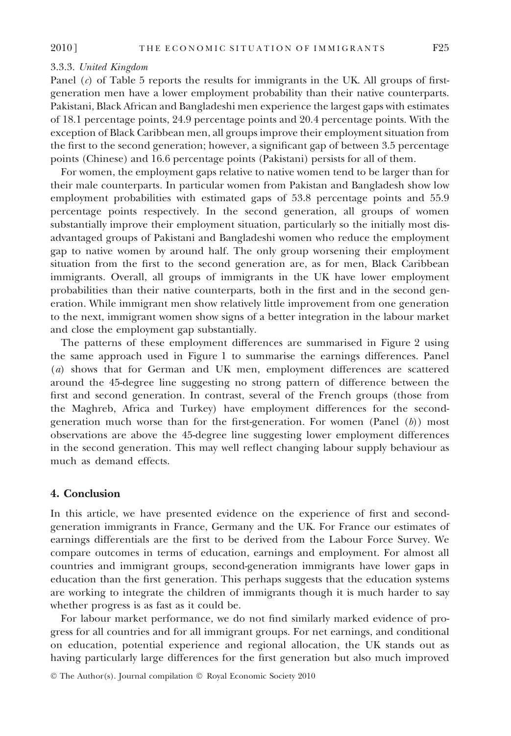### 3.3.3. *United Kingdom*

Panel (*c*) of Table 5 reports the results for immigrants in the UK. All groups of first-generation men have a lower employment probability than their native counterparts. Pakistani, Black African and Bangladeshi men experience the largest gaps with estimates of 18.1 percentage points, 24.9 percentage points and 20.4 percentage points. With the exception of Black Caribbean men, all groups improve their employment situation from the first to the second generation; however, a significant gap of between 3.5 percentage points (Chinese) and 16.6 percentage points (Pakistani) persists for all of them.

For women, the employment gaps relative to native women tend to be larger than for their male counterparts. In particular women from Pakistan and Bangladesh show low employment probabilities with estimated gaps of 53.8 percentage points and 55.9 percentage points respectively. In the second generation, all groups of women substantially improve their employment situation, particularly so the initially most disadvantaged groups of Pakistani and Bangladeshi women who reduce the employment gap to native women by around half. The only group worsening their employment situation from the first to the second generation are, as for men, Black Caribbean immigrants. Overall, all groups of immigrants in the UK have lower employment probabilities than their native counterparts, both in the first and in the second generation. While immigrant men show relatively little improvement from one generation to the next, immigrant women show signs of a better integration in the labour market and close the employment gap substantially.

The patterns of these employment differences are summarised in Figure 2 using the same approach used in Figure 1 to summarise the earnings differences. Panel (*a*) shows that for German and UK men, employment differences are scattered around the 45-degree line suggesting no strong pattern of difference between the first and second generation. In contrast, several of the French groups (those from the Maghreb, Africa and Turkey) have employment differences for the second-generation much worse than for the first-generation. For women (Panel (*b*)) most observations are above the 45-degree line suggesting lower employment differences in the second generation. This may well reflect changing labour supply behaviour as much as demand effects.

## 4. Conclusion

In this article, we have presented evidence on the experience of first and second-generation immigrants in France, Germany and the UK. For France our estimates of earnings differentials are the first to be derived from the Labour Force Survey. We compare outcomes in terms of education, earnings and employment. For almost all countries and immigrant groups, second-generation immigrants have lower gaps in education than the first generation. This perhaps suggests that the education systems are working to integrate the children of immigrants though it is much harder to say whether progress is as fast as it could be.

For labour market performance, we do not find similarly marked evidence of progress for all countries and for all immigrant groups. For net earnings, and conditional on education, potential experience and regional allocation, the UK stands out as having particularly large differences for the first generation but also much improved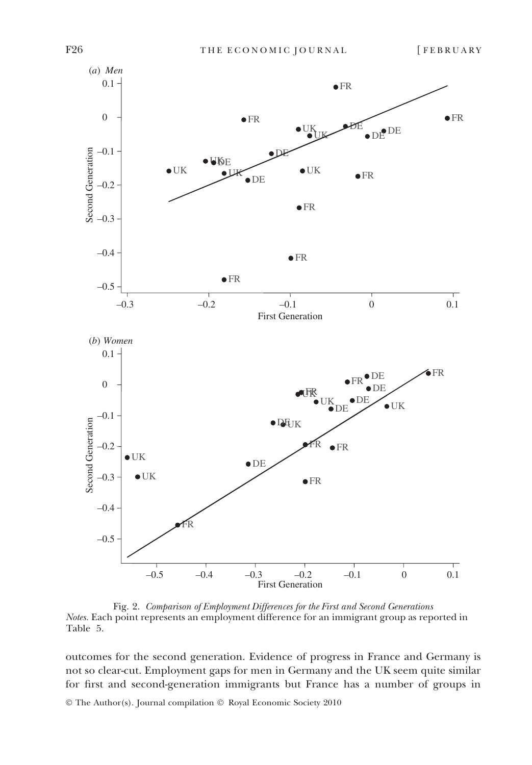Fig. 2. *Comparison of Employment Differences for the First and Second Generations*
*Notes.* Each point represents an employment difference for an immigrant group as reported in Table 5.

outcomes for the second generation. Evidence of progress in France and Germany is not so clear-cut. Employment gaps for men in Germany and the UK seem quite similar for first and second-generation immigrants but France has a number of groups in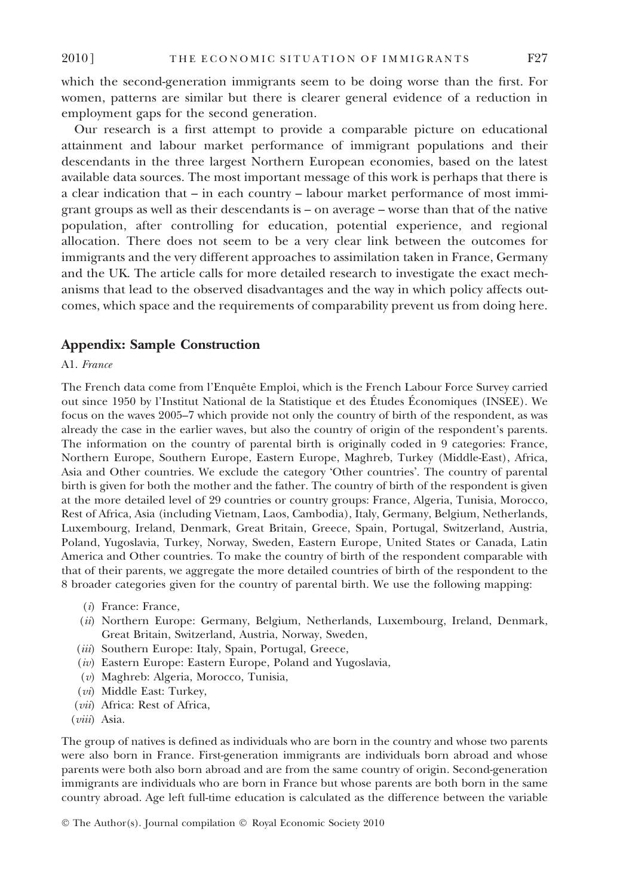which the second-generation immigrants seem to be doing worse than the first. For women, patterns are similar but there is clearer general evidence of a reduction in employment gaps for the second generation.

Our research is a first attempt to provide a comparable picture on educational attainment and labour market performance of immigrant populations and their descendants in the three largest Northern European economies, based on the latest available data sources. The most important message of this work is perhaps that there is a clear indication that – in each country – labour market performance of most immigrant groups as well as their descendants is – on average – worse than that of the native population, after controlling for education, potential experience, and regional allocation. There does not seem to be a very clear link between the outcomes for immigrants and the very different approaches to assimilation taken in France, Germany and the UK. The article calls for more detailed research to investigate the exact mechanisms that lead to the observed disadvantages and the way in which policy affects outcomes, which space and the requirements of comparability prevent us from doing here.

## Appendix: Sample Construction

### A1. *France*

The French data come from l'Enquête Emploi, which is the French Labour Force Survey carried out since 1950 by l'Institut National de la Statistique et des Études Économiques (INSEE). We focus on the waves 2005–7 which provide not only the country of birth of the respondent, as was already the case in the earlier waves, but also the country of origin of the respondent's parents. The information on the country of parental birth is originally coded in 9 categories: France, Northern Europe, Southern Europe, Eastern Europe, Maghreb, Turkey (Middle-East), Africa, Asia and Other countries. We exclude the category 'Other countries'. The country of parental birth is given for both the mother and the father. The country of birth of the respondent is given at the more detailed level of 29 countries or country groups: France, Algeria, Tunisia, Morocco, Rest of Africa, Asia (including Vietnam, Laos, Cambodia), Italy, Germany, Belgium, Netherlands, Luxembourg, Ireland, Denmark, Great Britain, Greece, Spain, Portugal, Switzerland, Austria, Poland, Yugoslavia, Turkey, Norway, Sweden, Eastern Europe, United States or Canada, Latin America and Other countries. To make the country of birth of the respondent comparable with that of their parents, we aggregate the more detailed countries of birth of the respondent to the 8 broader categories given for the country of parental birth. We use the following mapping:

- (*i*) France: France,
- (*ii*) Northern Europe: Germany, Belgium, Netherlands, Luxembourg, Ireland, Denmark, Great Britain, Switzerland, Austria, Norway, Sweden,
- (*iii*) Southern Europe: Italy, Spain, Portugal, Greece,
- (*iv*) Eastern Europe: Eastern Europe, Poland and Yugoslavia,
- (*v*) Maghreb: Algeria, Morocco, Tunisia,
- (*vi*) Middle East: Turkey,
- (*vii*) Africa: Rest of Africa,
- (*viii*) Asia.

The group of natives is defined as individuals who are born in the country and whose two parents were also born in France. First-generation immigrants are individuals born abroad and whose parents were both also born abroad and are from the same country of origin. Second-generation immigrants are individuals who are born in France but whose parents are both born in the same country abroad. Age left full-time education is calculated as the difference between the variable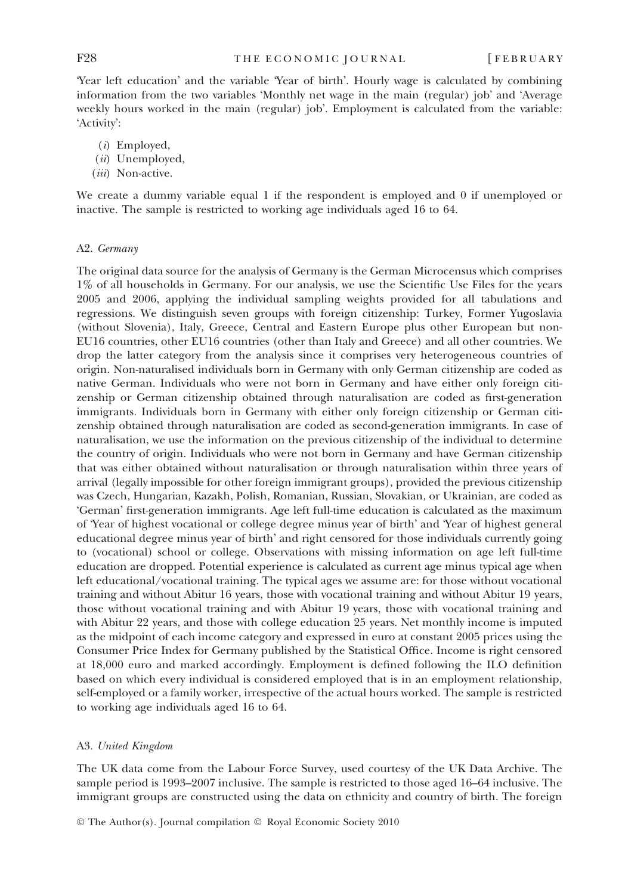'Year left education' and the variable 'Year of birth'. Hourly wage is calculated by combining information from the two variables 'Monthly net wage in the main (regular) job' and 'Average weekly hours worked in the main (regular) job'. Employment is calculated from the variable: 'Activity':

(*i*) Employed,
(*ii*) Unemployed,
(*iii*) Non-active.

We create a dummy variable equal 1 if the respondent is employed and 0 if unemployed or inactive. The sample is restricted to working age individuals aged 16 to 64.

### A2. *Germany*

The original data source for the analysis of Germany is the German Microcensus which comprises 1% of all households in Germany. For our analysis, we use the Scientific Use Files for the years 2005 and 2006, applying the individual sampling weights provided for all tabulations and regressions. We distinguish seven groups with foreign citizenship: Turkey, Former Yugoslavia (without Slovenia), Italy, Greece, Central and Eastern Europe plus other European but non-EU16 countries, other EU16 countries (other than Italy and Greece) and all other countries. We drop the latter category from the analysis since it comprises very heterogeneous countries of origin. Non-naturalised individuals born in Germany with only German citizenship are coded as native German. Individuals who were not born in Germany and have either only foreign citizenship or German citizenship obtained through naturalisation are coded as first-generation immigrants. Individuals born in Germany with either only foreign citizenship or German citizenship obtained through naturalisation are coded as second-generation immigrants. In case of naturalisation, we use the information on the previous citizenship of the individual to determine the country of origin. Individuals who were not born in Germany and have German citizenship that was either obtained without naturalisation or through naturalisation within three years of arrival (legally impossible for other foreign immigrant groups), provided the previous citizenship was Czech, Hungarian, Kazakh, Polish, Romanian, Russian, Slovakian, or Ukrainian, are coded as 'German' first-generation immigrants. Age left full-time education is calculated as the maximum of 'Year of highest vocational or college degree minus year of birth' and 'Year of highest general educational degree minus year of birth' and right censored for those individuals currently going to (vocational) school or college. Observations with missing information on age left full-time education are dropped. Potential experience is calculated as current age minus typical age when left educational/vocational training. The typical ages we assume are: for those without vocational training and without Abitur 16 years, those with vocational training and without Abitur 19 years, those without vocational training and with Abitur 19 years, those with vocational training and with Abitur 22 years, and those with college education 25 years. Net monthly income is imputed as the midpoint of each income category and expressed in euro at constant 2005 prices using the Consumer Price Index for Germany published by the Statistical Office. Income is right censored at 18,000 euro and marked accordingly. Employment is defined following the ILO definition based on which every individual is considered employed that is in an employment relationship, self-employed or a family worker, irrespective of the actual hours worked. The sample is restricted to working age individuals aged 16 to 64.

### A3. *United Kingdom*

The UK data come from the Labour Force Survey, used courtesy of the UK Data Archive. The sample period is 1993–2007 inclusive. The sample is restricted to those aged 16–64 inclusive. The immigrant groups are constructed using the data on ethnicity and country of birth. The foreign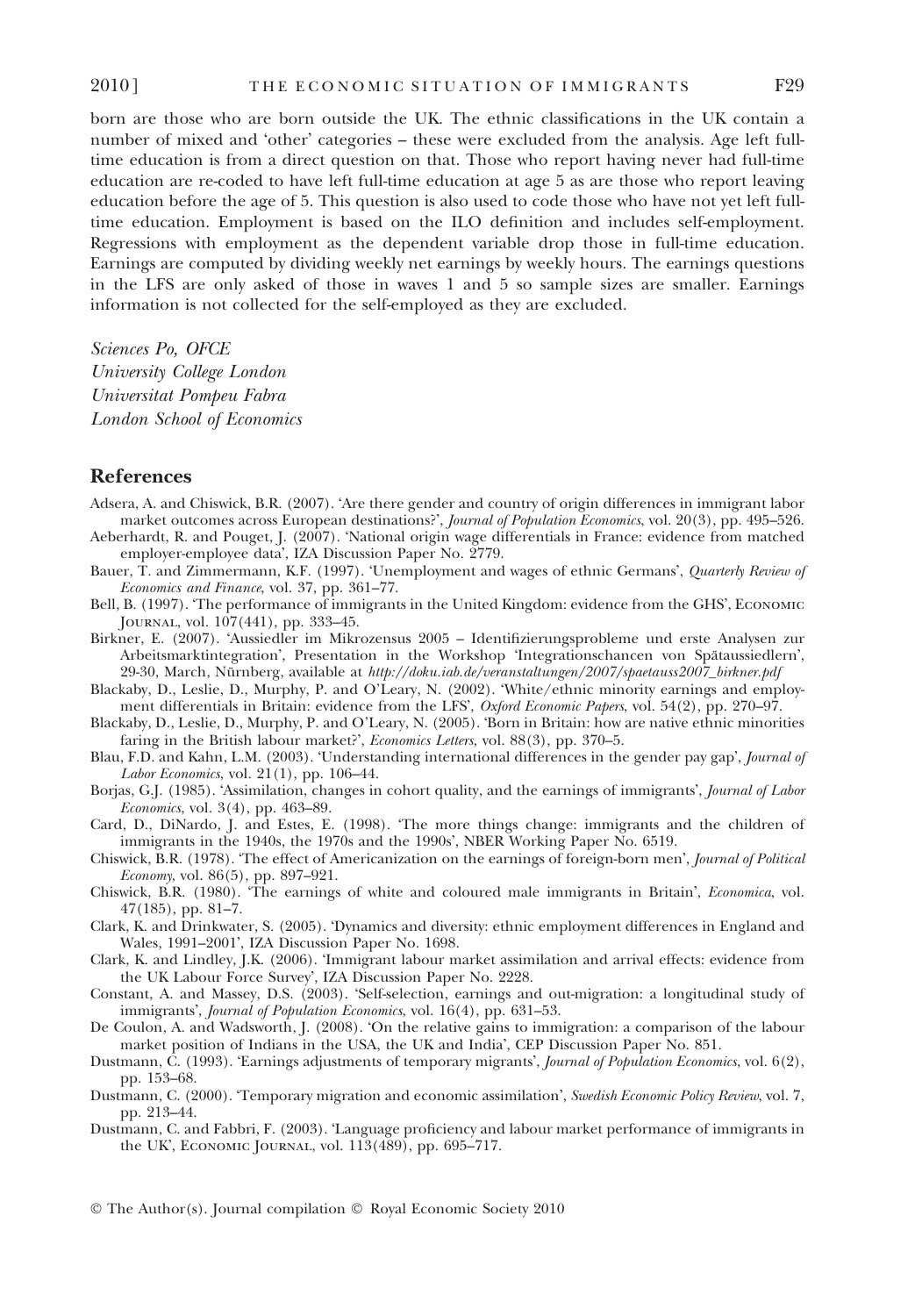born are those who are born outside the UK. The ethnic classifications in the UK contain a number of mixed and 'other' categories – these were excluded from the analysis. Age left full-time education is from a direct question on that. Those who report having never had full-time education are re-coded to have left full-time education at age 5 as are those who report leaving education before the age of 5. This question is also used to code those who have not yet left full-time education. Employment is based on the ILO definition and includes self-employment. Regressions with employment as the dependent variable drop those in full-time education. Earnings are computed by dividing weekly net earnings by weekly hours. The earnings questions in the LFS are only asked of those in waves 1 and 5 so sample sizes are smaller. Earnings information is not collected for the self-employed as they are excluded.

*Sciences Po, OFCE*
*University College London*
*Universitat Pompeu Fabra*
*London School of Economics*

## References

Adsera, A. and Chiswick, B.R. (2007). 'Are there gender and country of origin differences in immigrant labor market outcomes across European destinations?', *Journal of Population Economics*, vol. 20(3), pp. 495–526.

Aeberhardt, R. and Pouget, J. (2007). 'National origin wage differentials in France: evidence from matched employer-employee data', IZA Discussion Paper No. 2779.

Bauer, T. and Zimmermann, K.F. (1997). 'Unemployment and wages of ethnic Germans', *Quarterly Review of Economics and Finance*, vol. 37, pp. 361–77.

Bell, B. (1997). 'The performance of immigrants in the United Kingdom: evidence from the GHS', Economic Journal, vol. 107(441), pp. 333–45.

Birkner, E. (2007). 'Aussiedler im Mikrozensus 2005 – Identifizierungsprobleme und erste Analysen zur Arbeitsmarktintegration', Presentation in the Workshop 'Integrationschancen von Spätaussiedlern', 29-30, March, Nürnberg, available at *http://doku.iab.de/veranstaltungen/2007/spaetauss2007_birkner.pdf*

Blackaby, D., Leslie, D., Murphy, P. and O'Leary, N. (2002). 'White/ethnic minority earnings and employment differentials in Britain: evidence from the LFS', *Oxford Economic Papers*, vol. 54(2), pp. 270–97.

Blackaby, D., Leslie, D., Murphy, P. and O'Leary, N. (2005). 'Born in Britain: how are native ethnic minorities faring in the British labour market?', *Economics Letters*, vol. 88(3), pp. 370–5.

Blau, F.D. and Kahn, L.M. (2003). 'Understanding international differences in the gender pay gap', *Journal of Labor Economics*, vol. 21(1), pp. 106–44.

Borjas, G.J. (1985). 'Assimilation, changes in cohort quality, and the earnings of immigrants', *Journal of Labor Economics*, vol. 3(4), pp. 463–89.

Card, D., DiNardo, J. and Estes, E. (1998). 'The more things change: immigrants and the children of immigrants in the 1940s, the 1970s and the 1990s', NBER Working Paper No. 6519.

Chiswick, B.R. (1978). 'The effect of Americanization on the earnings of foreign-born men', *Journal of Political Economy*, vol. 86(5), pp. 897–921.

Chiswick, B.R. (1980). 'The earnings of white and coloured male immigrants in Britain', *Economica*, vol. 47(185), pp. 81–7.

Clark, K. and Drinkwater, S. (2005). 'Dynamics and diversity: ethnic employment differences in England and Wales, 1991–2001', IZA Discussion Paper No. 1698.

Clark, K. and Lindley, J.K. (2006). 'Immigrant labour market assimilation and arrival effects: evidence from the UK Labour Force Survey', IZA Discussion Paper No. 2228.

Constant, A. and Massey, D.S. (2003). 'Self-selection, earnings and out-migration: a longitudinal study of immigrants', *Journal of Population Economics*, vol. 16(4), pp. 631–53.

De Coulon, A. and Wadsworth, J. (2008). 'On the relative gains to immigration: a comparison of the labour market position of Indians in the USA, the UK and India', CEP Discussion Paper No. 851.

Dustmann, C. (1993). 'Earnings adjustments of temporary migrants', *Journal of Population Economics*, vol. 6(2), pp. 153–68.

Dustmann, C. (2000). 'Temporary migration and economic assimilation', *Swedish Economic Policy Review*, vol. 7, pp. 213–44.

Dustmann, C. and Fabbri, F. (2003). 'Language proficiency and labour market performance of immigrants in the UK', Economic Journal, vol. 113(489), pp. 695–717.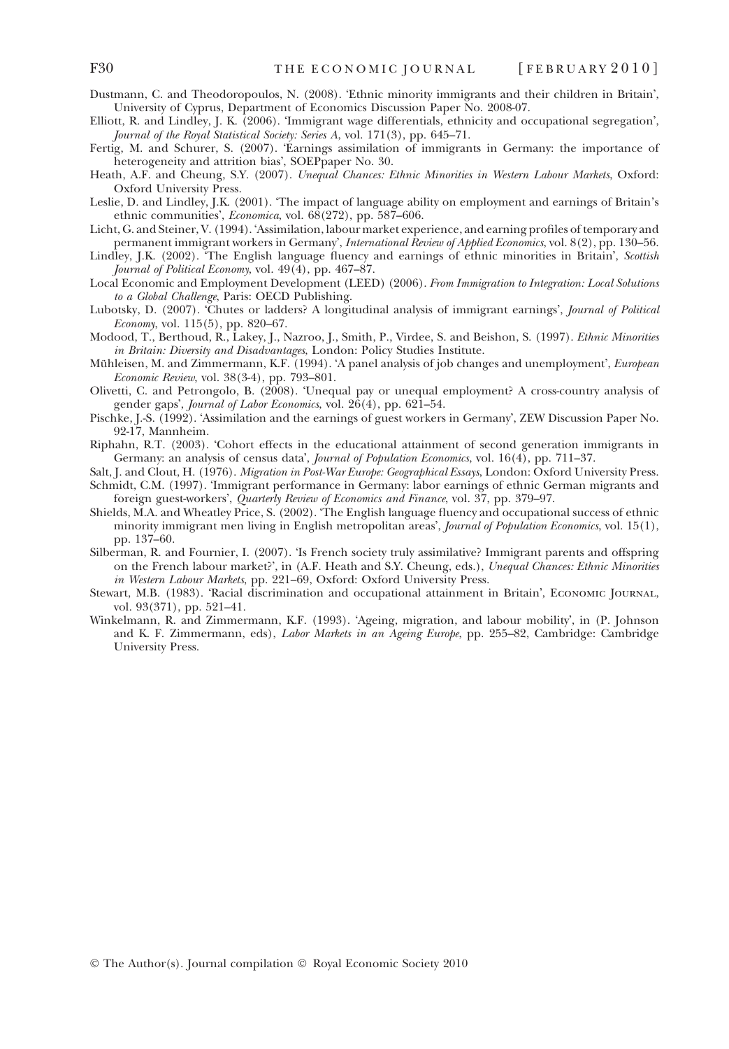Dustmann, C. and Theodoropoulos, N. (2008). 'Ethnic minority immigrants and their children in Britain', University of Cyprus, Department of Economics Discussion Paper No. 2008-07.

Elliott, R. and Lindley, J. K. (2006). 'Immigrant wage differentials, ethnicity and occupational segregation', *Journal of the Royal Statistical Society: Series A*, vol. 171(3), pp. 645–71.

Fertig, M. and Schurer, S. (2007). 'Earnings assimilation of immigrants in Germany: the importance of heterogeneity and attrition bias', SOEPpaper No. 30.

Heath, A.F. and Cheung, S.Y. (2007). *Unequal Chances: Ethnic Minorities in Western Labour Markets*, Oxford: Oxford University Press.

Leslie, D. and Lindley, J.K. (2001). 'The impact of language ability on employment and earnings of Britain's ethnic communities', *Economica*, vol. 68(272), pp. 587–606.

Licht, G. and Steiner, V. (1994). 'Assimilation, labour market experience, and earning profiles of temporary and permanent immigrant workers in Germany', *International Review of Applied Economics*, vol. 8(2), pp. 130–56.

Lindley, J.K. (2002). 'The English language fluency and earnings of ethnic minorities in Britain', *Scottish Journal of Political Economy*, vol. 49(4), pp. 467–87.

Local Economic and Employment Development (LEED) (2006). *From Immigration to Integration: Local Solutions to a Global Challenge*, Paris: OECD Publishing.

Lubotsky, D. (2007). 'Chutes or ladders? A longitudinal analysis of immigrant earnings', *Journal of Political Economy*, vol. 115(5), pp. 820–67.

Modood, T., Berthoud, R., Lakey, J., Nazroo, J., Smith, P., Virdee, S. and Beishon, S. (1997). *Ethnic Minorities in Britain: Diversity and Disadvantages*, London: Policy Studies Institute.

Mühleisen, M. and Zimmermann, K.F. (1994). 'A panel analysis of job changes and unemployment', *European Economic Review*, vol. 38(3-4), pp. 793–801.

Olivetti, C. and Petrongolo, B. (2008). 'Unequal pay or unequal employment? A cross-country analysis of gender gaps', *Journal of Labor Economics*, vol. 26(4), pp. 621–54.

Pischke, J.-S. (1992). 'Assimilation and the earnings of guest workers in Germany', ZEW Discussion Paper No. 92-17, Mannheim.

Riphahn, R.T. (2003). 'Cohort effects in the educational attainment of second generation immigrants in Germany: an analysis of census data', *Journal of Population Economics*, vol. 16(4), pp. 711–37.

Salt, J. and Clout, H. (1976). *Migration in Post-War Europe: Geographical Essays*, London: Oxford University Press.

Schmidt, C.M. (1997). 'Immigrant performance in Germany: labor earnings of ethnic German migrants and foreign guest-workers', *Quarterly Review of Economics and Finance*, vol. 37, pp. 379–97.

Shields, M.A. and Wheatley Price, S. (2002). 'The English language fluency and occupational success of ethnic minority immigrant men living in English metropolitan areas', *Journal of Population Economics*, vol. 15(1), pp. 137–60.

Silberman, R. and Fournier, I. (2007). 'Is French society truly assimilative? Immigrant parents and offspring on the French labour market?', in (A.F. Heath and S.Y. Cheung, eds.), *Unequal Chances: Ethnic Minorities in Western Labour Markets*, pp. 221–69, Oxford: Oxford University Press.

Stewart, M.B. (1983). 'Racial discrimination and occupational attainment in Britain', Economic Journal, vol. 93(371), pp. 521–41.

Winkelmann, R. and Zimmermann, K.F. (1993). 'Ageing, migration, and labour mobility', in (P. Johnson and K. F. Zimmermann, eds), *Labor Markets in an Ageing Europe*, pp. 255–82, Cambridge: Cambridge University Press.